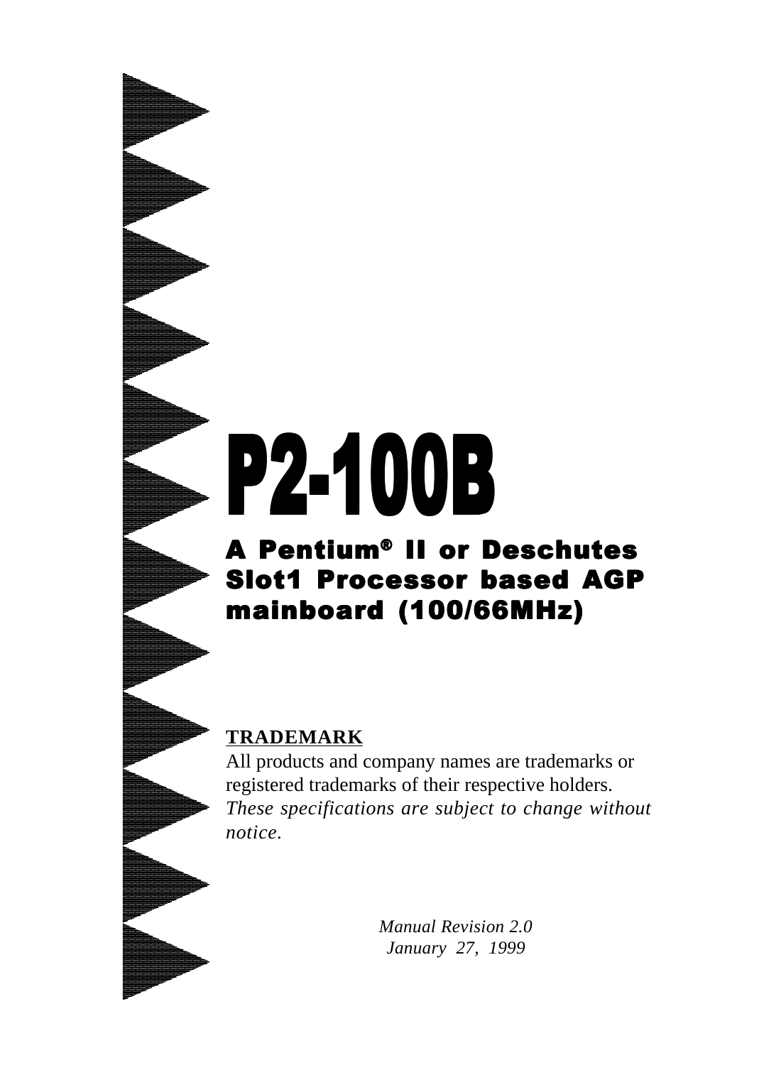# P2-100B

## A Pentium® II or Deschutes Slot1 Processor based AGP mainboard (100/66MHz)

**TRADEMARK**

All products and company names are trademarks or registered trademarks of their respective holders.
*These specifications are subject to change without notice.*

*Manual Revision 2.0*
*January 27, 1999*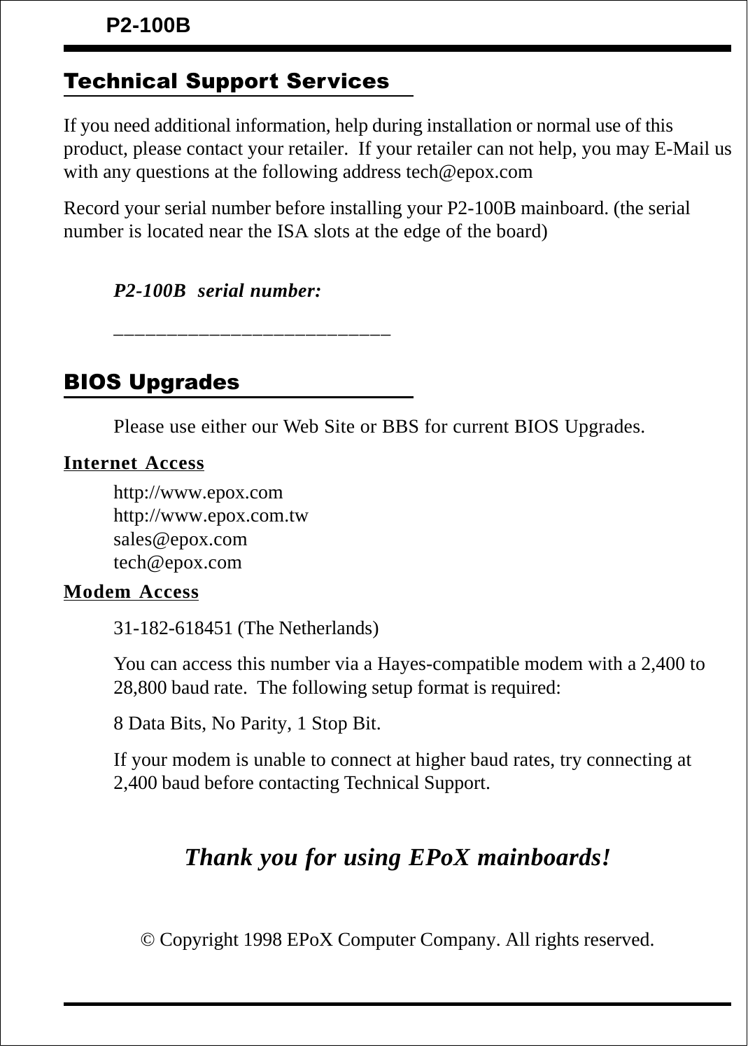## Technical Support Services

If you need additional information, help during installation or normal use of this product, please contact your retailer. If your retailer can not help, you may E-Mail us with any questions at the following address tech@epox.com

Record your serial number before installing your P2-100B mainboard. (the serial number is located near the ISA slots at the edge of the board)

***P2-100B serial number:***

__________________________

## BIOS Upgrades

Please use either our Web Site or BBS for current BIOS Upgrades.

**Internet Access**

http://www.epox.com
http://www.epox.com.tw
sales@epox.com
tech@epox.com

**Modem Access**

31-182-618451 (The Netherlands)

You can access this number via a Hayes-compatible modem with a 2,400 to 28,800 baud rate. The following setup format is required:

8 Data Bits, No Parity, 1 Stop Bit.

If your modem is unable to connect at higher baud rates, try connecting at 2,400 baud before contacting Technical Support.

***Thank you for using EPoX mainboards!***

© Copyright 1998 EPoX Computer Company. All rights reserved.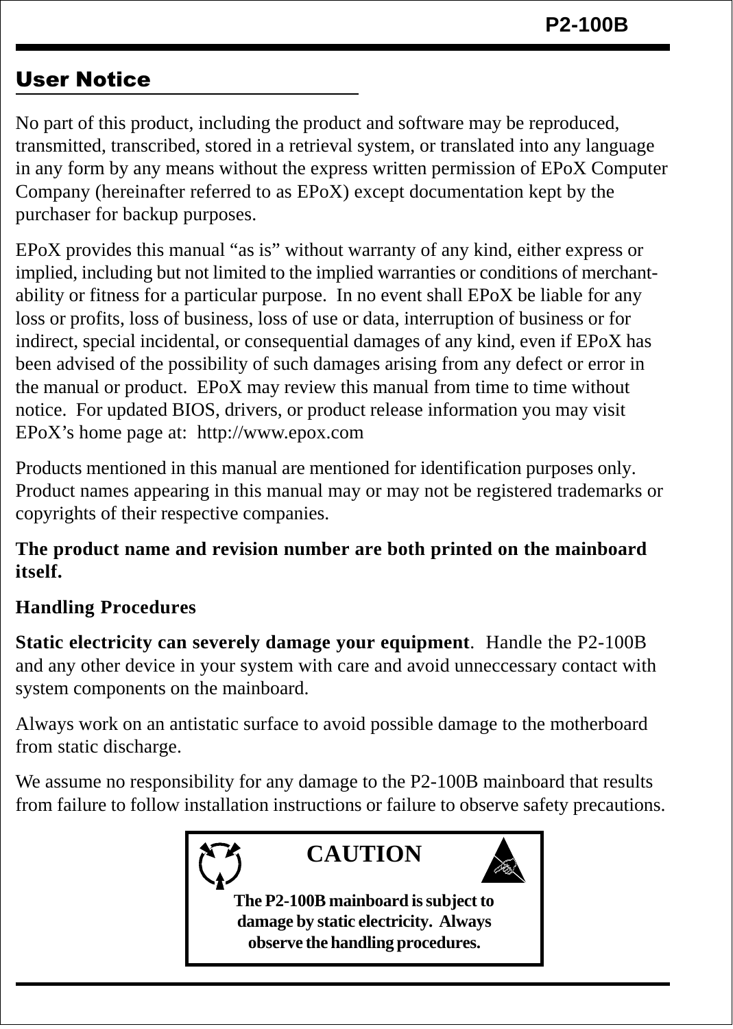## User Notice

No part of this product, including the product and software may be reproduced, transmitted, transcribed, stored in a retrieval system, or translated into any language in any form by any means without the express written permission of EPoX Computer Company (hereinafter referred to as EPoX) except documentation kept by the purchaser for backup purposes.

EPoX provides this manual "as is" without warranty of any kind, either express or implied, including but not limited to the implied warranties or conditions of merchantability or fitness for a particular purpose. In no event shall EPoX be liable for any loss or profits, loss of business, loss of use or data, interruption of business or for indirect, special incidental, or consequential damages of any kind, even if EPoX has been advised of the possibility of such damages arising from any defect or error in the manual or product. EPoX may review this manual from time to time without notice. For updated BIOS, drivers, or product release information you may visit EPoX's home page at: http://www.epox.com

Products mentioned in this manual are mentioned for identification purposes only. Product names appearing in this manual may or may not be registered trademarks or copyrights of their respective companies.

**The product name and revision number are both printed on the mainboard itself.**

**Handling Procedures**

**Static electricity can severely damage your equipment**. Handle the P2-100B and any other device in your system with care and avoid unneccessary contact with system components on the mainboard.

Always work on an antistatic surface to avoid possible damage to the motherboard from static discharge.

We assume no responsibility for any damage to the P2-100B mainboard that results from failure to follow installation instructions or failure to observe safety precautions.

**CAUTION**

**The P2-100B mainboard is subject to damage by static electricity. Always observe the handling procedures.**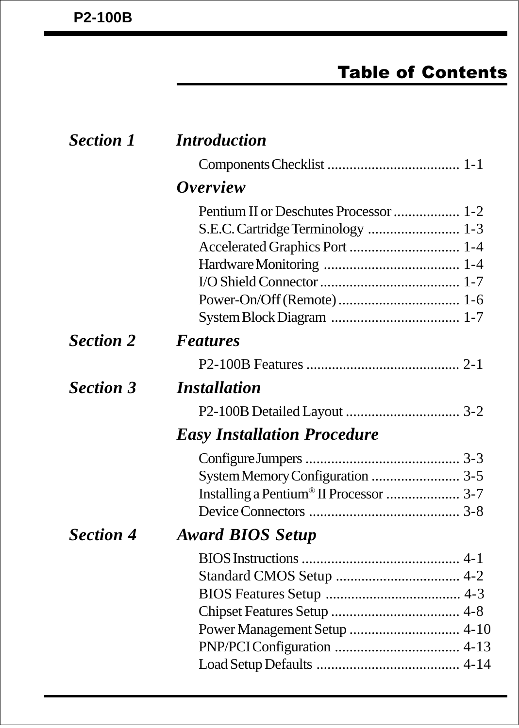# Table of Contents

## *Section 1 Introduction*

Components Checklist .................................... 1-1

### *Overview*

Pentium II or Deschutes Processor .................. 1-2
S.E.C. Cartridge Terminology ......................... 1-3
Accelerated Graphics Port .............................. 1-4
Hardware Monitoring ..................................... 1-4
I/O Shield Connector ...................................... 1-7
Power-On/Off (Remote) ................................. 1-6
System Block Diagram ................................... 1-7

## *Section 2 Features*

P2-100B Features .......................................... 2-1

## *Section 3 Installation*

P2-100B Detailed Layout ............................... 3-2

### *Easy Installation Procedure*

Configure Jumpers .......................................... 3-3
System Memory Configuration ........................ 3-5
Installing a Pentium® II Processor .................... 3-7
Device Connectors ......................................... 3-8

## *Section 4 Award BIOS Setup*

BIOS Instructions ........................................... 4-1
Standard CMOS Setup .................................. 4-2
BIOS Features Setup ..................................... 4-3
Chipset Features Setup ................................... 4-8
Power Management Setup .............................. 4-10
PNP/PCI Configuration .................................. 4-13
Load Setup Defaults ....................................... 4-14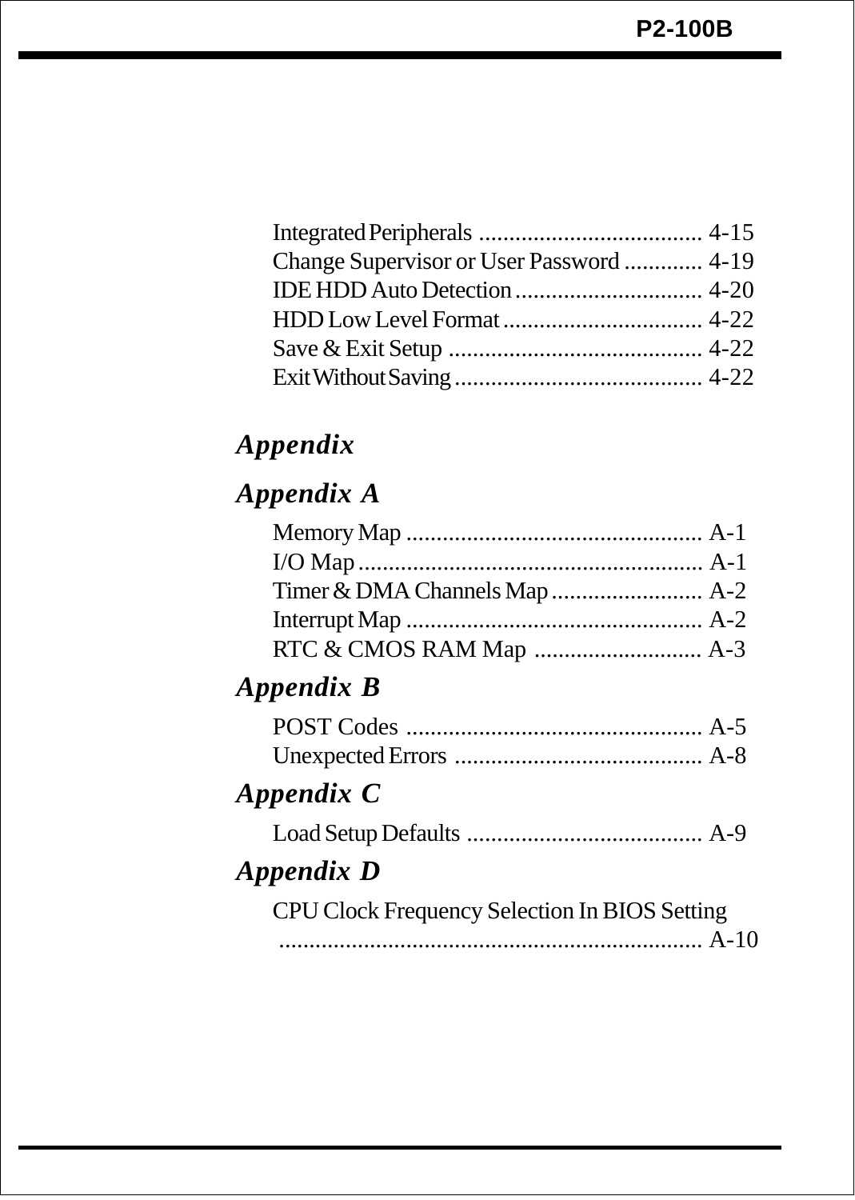Integrated Peripherals ...................................... 4-15
Change Supervisor or User Password ............. 4-19
IDE HDD Auto Detection ............................... 4-20
HDD Low Level Format ................................. 4-22
Save & Exit Setup .......................................... 4-22
Exit Without Saving ......................................... 4-22

## *Appendix*

### *Appendix A*

Memory Map ................................................. A-1
I/O Map ......................................................... A-1
Timer & DMA Channels Map ......................... A-2
Interrupt Map ................................................. A-2
RTC & CMOS RAM Map ............................ A-3

### *Appendix B*

POST Codes ................................................. A-5
Unexpected Errors ......................................... A-8

### *Appendix C*

Load Setup Defaults ....................................... A-9

### *Appendix D*

CPU Clock Frequency Selection In BIOS Setting
...................................................................... A-10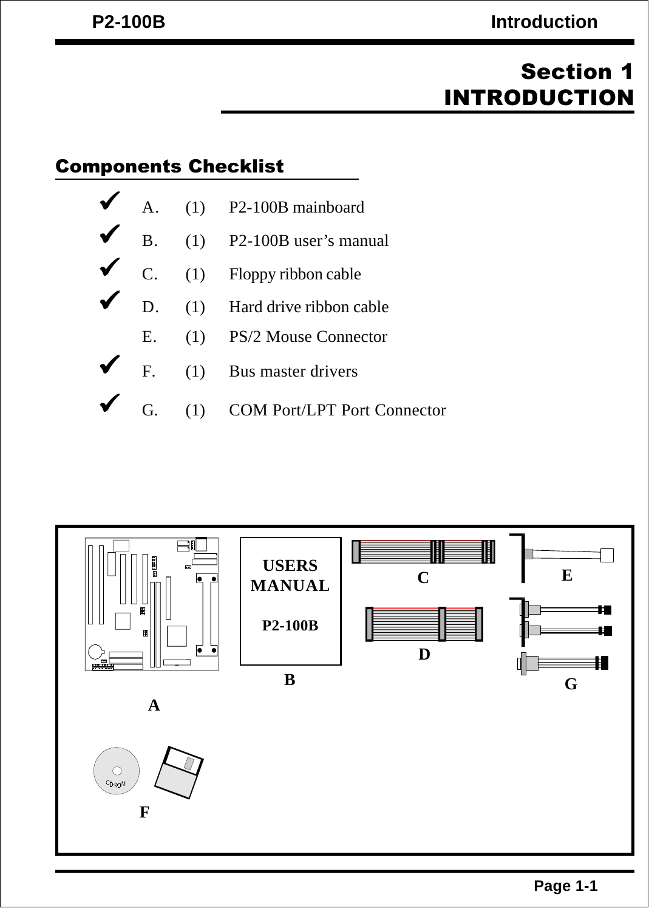# Section 1
# INTRODUCTION

## Components Checklist

- ✔ A. (1) P2-100B mainboard
- ✔ B. (1) P2-100B user's manual
- ✔ C. (1) Floppy ribbon cable
- ✔ D. (1) Hard drive ribbon cable
- E. (1) PS/2 Mouse Connector
- ✔ F. (1) Bus master drivers
- ✔ G. (1) COM Port/LPT Port Connector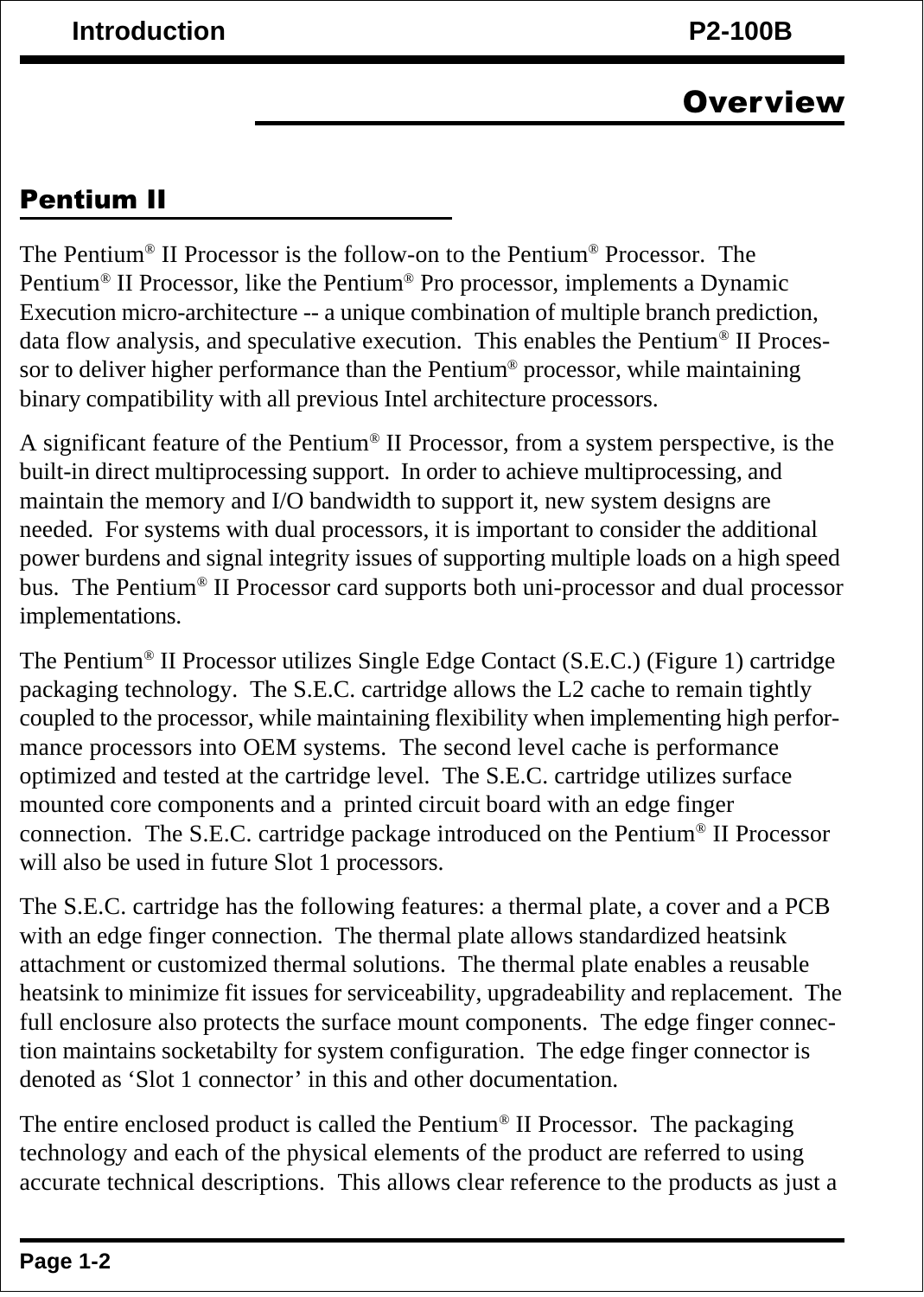# Overview

## Pentium II

The Pentium® II Processor is the follow-on to the Pentium® Processor. The Pentium® II Processor, like the Pentium® Pro processor, implements a Dynamic Execution micro-architecture -- a unique combination of multiple branch prediction, data flow analysis, and speculative execution. This enables the Pentium® II Processor to deliver higher performance than the Pentium® processor, while maintaining binary compatibility with all previous Intel architecture processors.

A significant feature of the Pentium® II Processor, from a system perspective, is the built-in direct multiprocessing support. In order to achieve multiprocessing, and maintain the memory and I/O bandwidth to support it, new system designs are needed. For systems with dual processors, it is important to consider the additional power burdens and signal integrity issues of supporting multiple loads on a high speed bus. The Pentium® II Processor card supports both uni-processor and dual processor implementations.

The Pentium® II Processor utilizes Single Edge Contact (S.E.C.) (Figure 1) cartridge packaging technology. The S.E.C. cartridge allows the L2 cache to remain tightly coupled to the processor, while maintaining flexibility when implementing high performance processors into OEM systems. The second level cache is performance optimized and tested at the cartridge level. The S.E.C. cartridge utilizes surface mounted core components and a printed circuit board with an edge finger connection. The S.E.C. cartridge package introduced on the Pentium® II Processor will also be used in future Slot 1 processors.

The S.E.C. cartridge has the following features: a thermal plate, a cover and a PCB with an edge finger connection. The thermal plate allows standardized heatsink attachment or customized thermal solutions. The thermal plate enables a reusable heatsink to minimize fit issues for serviceability, upgradeability and replacement. The full enclosure also protects the surface mount components. The edge finger connection maintains socketabilty for system configuration. The edge finger connector is denoted as 'Slot 1 connector' in this and other documentation.

The entire enclosed product is called the Pentium® II Processor. The packaging technology and each of the physical elements of the product are referred to using accurate technical descriptions. This allows clear reference to the products as just a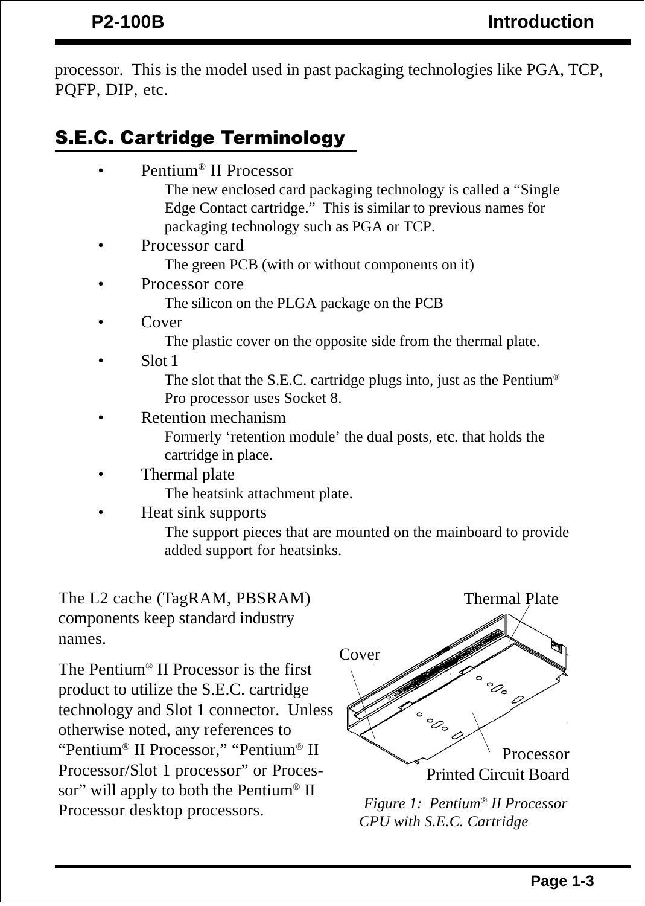processor.  This is the model used in past packaging technologies like PGA, TCP, PQFP, DIP, etc.

## S.E.C. Cartridge Terminology

- Pentium® II Processor
  The new enclosed card packaging technology is called a "Single Edge Contact cartridge."  This is similar to previous names for packaging technology such as PGA or TCP.
- Processor card
  The green PCB (with or without components on it)
- Processor core
  The silicon on the PLGA package on the PCB
- Cover
  The plastic cover on the opposite side from the thermal plate.
- Slot 1
  The slot that the S.E.C. cartridge plugs into, just as the Pentium® Pro processor uses Socket 8.
- Retention mechanism
  Formerly 'retention module' the dual posts, etc. that holds the cartridge in place.
- Thermal plate
  The heatsink attachment plate.
- Heat sink supports
  The support pieces that are mounted on the mainboard to provide added support for heatsinks.

The L2 cache (TagRAM, PBSRAM) components keep standard industry names.

The Pentium® II Processor is the first product to utilize the S.E.C. cartridge technology and Slot 1 connector.  Unless otherwise noted, any references to "Pentium® II Processor," "Pentium® II Processor/Slot 1 processor" or Processor" will apply to both the Pentium® II Processor desktop processors.

Thermal Plate

Cover

Processor Printed Circuit Board

*Figure 1:  Pentium® II Processor CPU with S.E.C. Cartridge*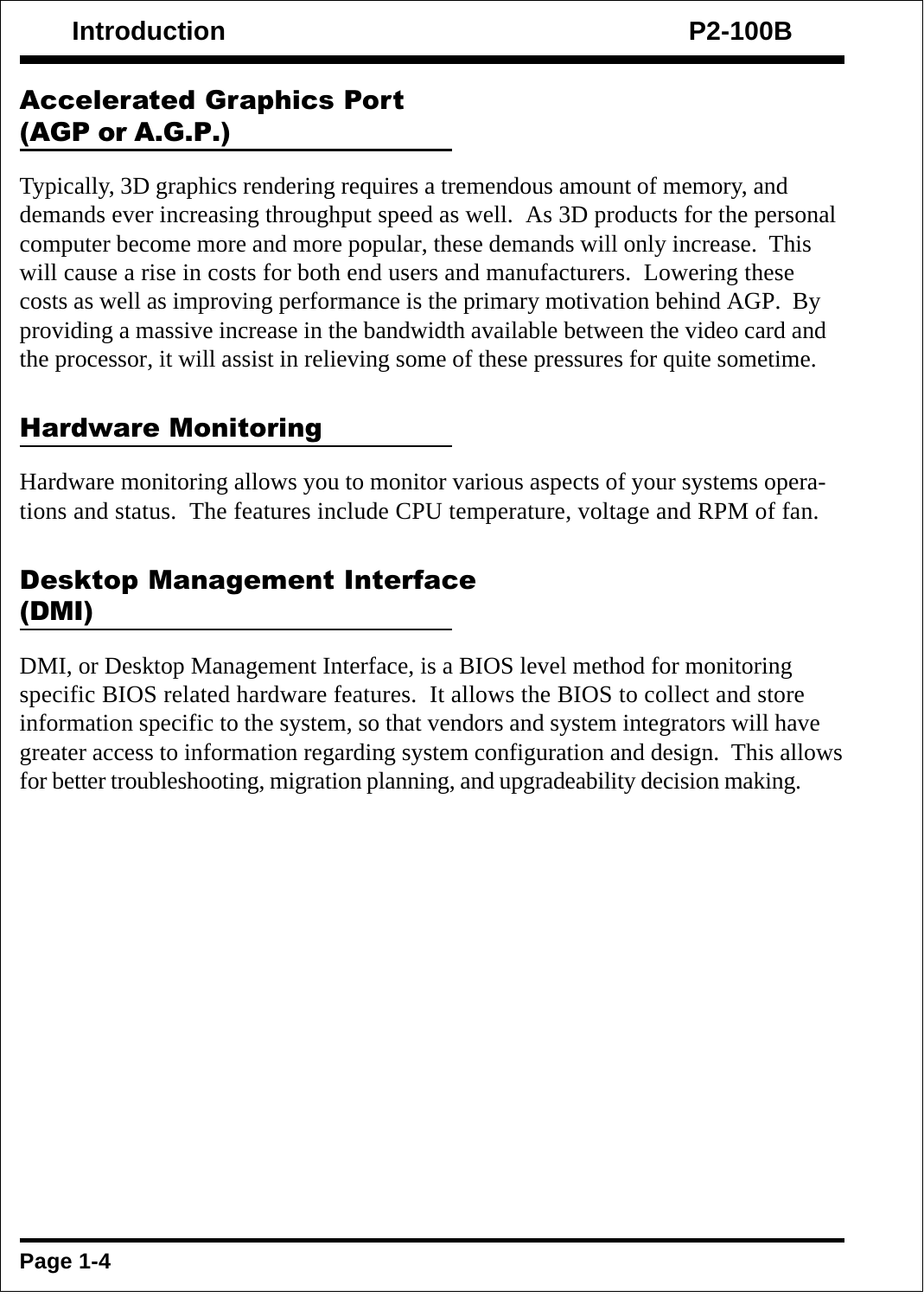## Accelerated Graphics Port (AGP or A.G.P.)

Typically, 3D graphics rendering requires a tremendous amount of memory, and demands ever increasing throughput speed as well. As 3D products for the personal computer become more and more popular, these demands will only increase. This will cause a rise in costs for both end users and manufacturers. Lowering these costs as well as improving performance is the primary motivation behind AGP. By providing a massive increase in the bandwidth available between the video card and the processor, it will assist in relieving some of these pressures for quite sometime.

## Hardware Monitoring

Hardware monitoring allows you to monitor various aspects of your systems operations and status. The features include CPU temperature, voltage and RPM of fan.

## Desktop Management Interface (DMI)

DMI, or Desktop Management Interface, is a BIOS level method for monitoring specific BIOS related hardware features. It allows the BIOS to collect and store information specific to the system, so that vendors and system integrators will have greater access to information regarding system configuration and design. This allows for better troubleshooting, migration planning, and upgradeability decision making.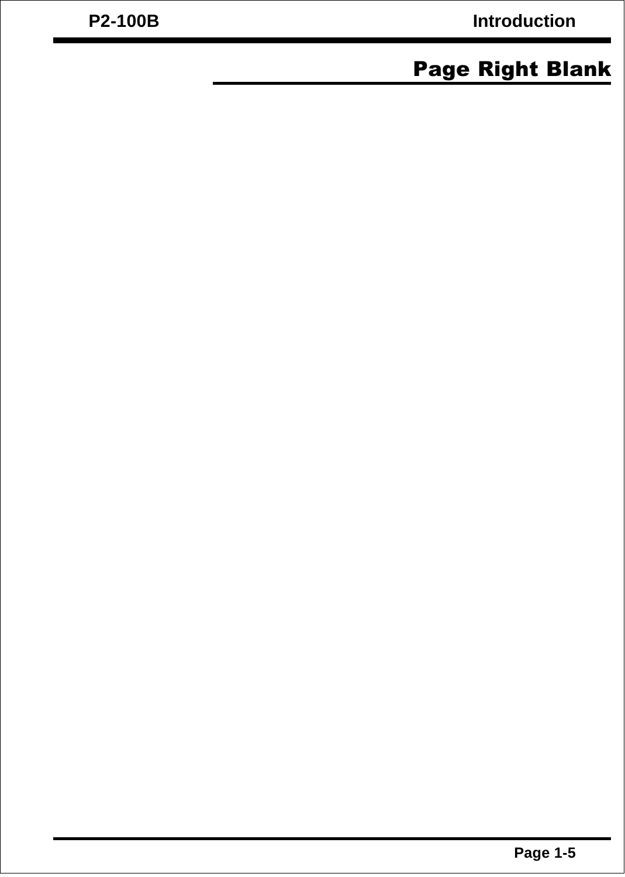# Page Right Blank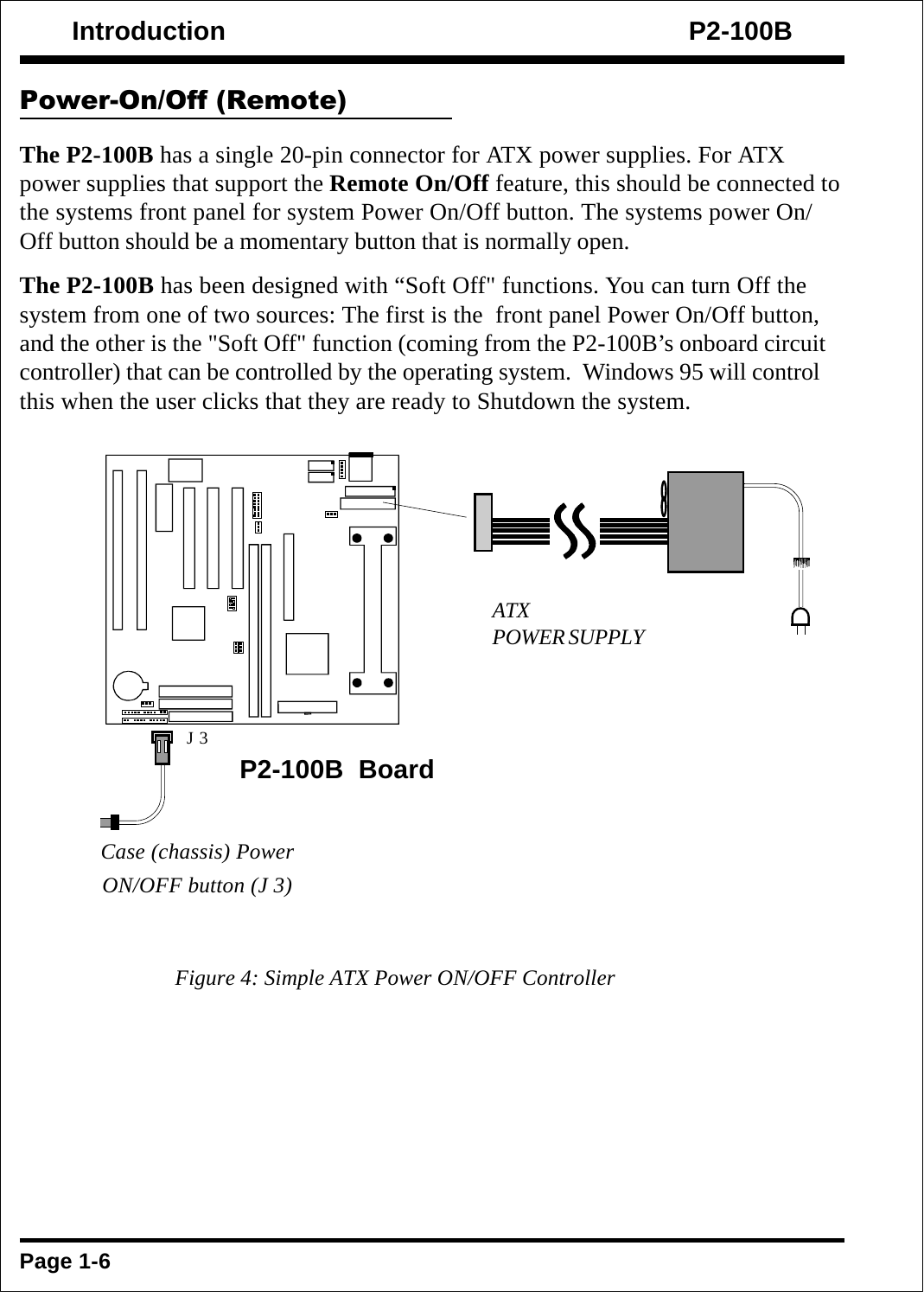## Power-On/Off (Remote)

**The P2-100B** has a single 20-pin connector for ATX power supplies. For ATX power supplies that support the **Remote On/Off** feature, this should be connected to the systems front panel for system Power On/Off button. The systems power On/Off button should be a momentary button that is normally open.

**The P2-100B** has been designed with “Soft Off" functions. You can turn Off the system from one of two sources: The first is the front panel Power On/Off button, and the other is the "Soft Off" function (coming from the P2-100B’s onboard circuit controller) that can be controlled by the operating system. Windows 95 will control this when the user clicks that they are ready to Shutdown the system.

ATX POWER SUPPLY

J 3

**P2-100B Board**

*Case (chassis) Power ON/OFF button (J 3)*

*Figure 4: Simple ATX Power ON/OFF Controller*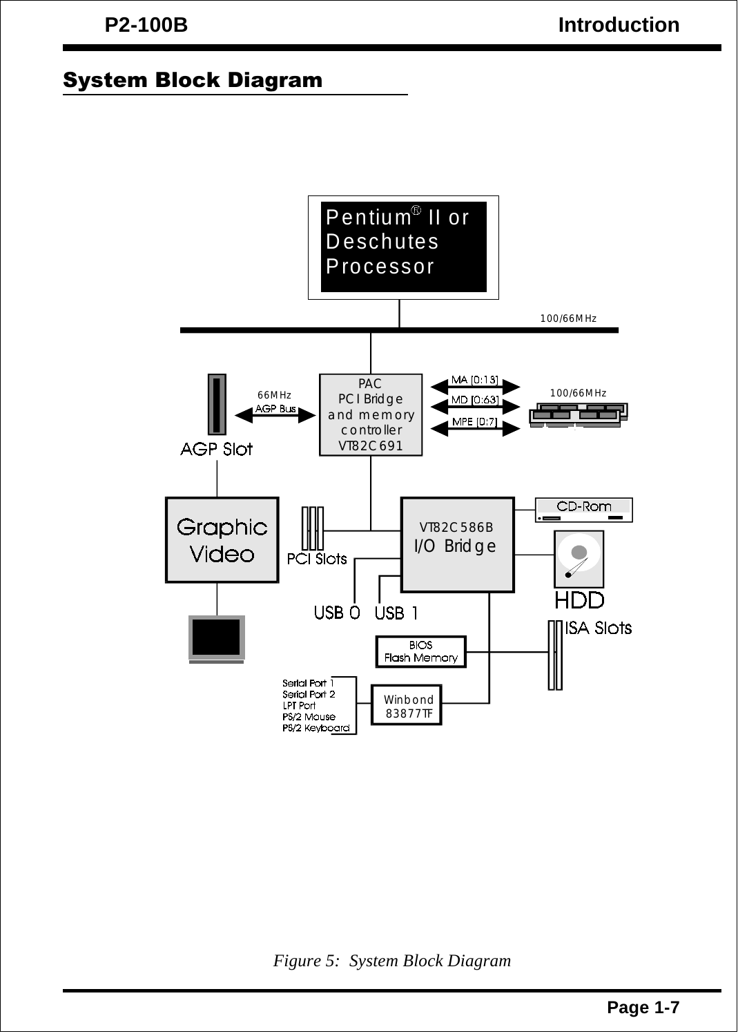## System Block Diagram

Pentium® II or Deschutes Processor

100/66MHz

PAC PCI Bridge and memory controller VT82C691

66MHz AGP Bus

AGP Slot

MA [0:13]

MD [0:63]

MPE [0:7]

100/66MHz

Graphic Video

PCI Slots

VT82C586B I/O Bridge

CD-Rom

HDD

USB 0 USB 1

ISA Slots

BIOS Flash Memory

Serial Port 1
Serial Port 2
LPT Port
PS/2 Mouse
PS/2 Keyboard

Winbond 83877TF

*Figure 5: System Block Diagram*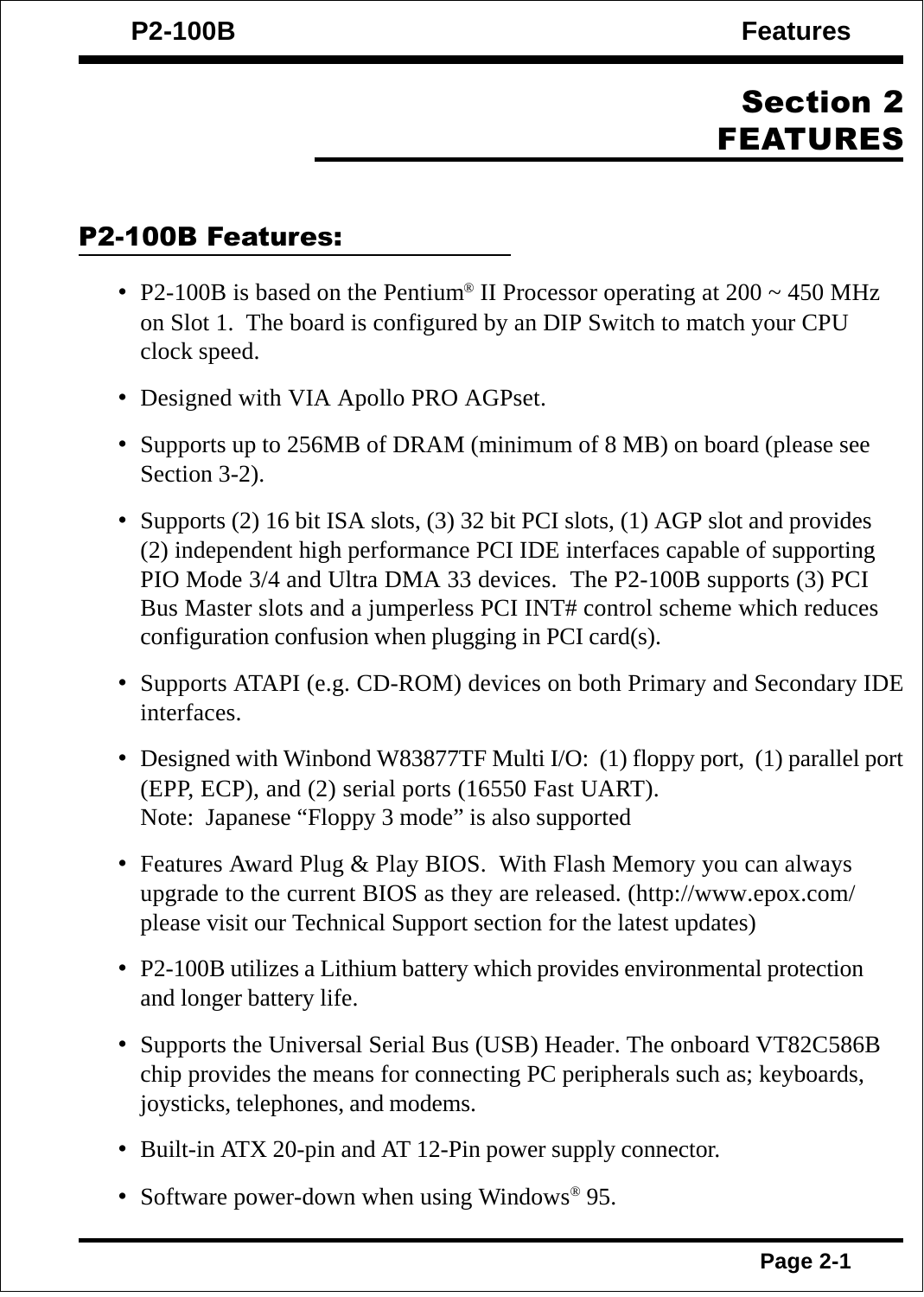# Section 2
# FEATURES

## P2-100B Features:

- P2-100B is based on the Pentium® II Processor operating at 200 ~ 450 MHz on Slot 1. The board is configured by an DIP Switch to match your CPU clock speed.
- Designed with VIA Apollo PRO AGPset.
- Supports up to 256MB of DRAM (minimum of 8 MB) on board (please see Section 3-2).
- Supports (2) 16 bit ISA slots, (3) 32 bit PCI slots, (1) AGP slot and provides (2) independent high performance PCI IDE interfaces capable of supporting PIO Mode 3/4 and Ultra DMA 33 devices. The P2-100B supports (3) PCI Bus Master slots and a jumperless PCI INT# control scheme which reduces configuration confusion when plugging in PCI card(s).
- Supports ATAPI (e.g. CD-ROM) devices on both Primary and Secondary IDE interfaces.
- Designed with Winbond W83877TF Multi I/O: (1) floppy port, (1) parallel port (EPP, ECP), and (2) serial ports (16550 Fast UART).
  Note: Japanese "Floppy 3 mode" is also supported
- Features Award Plug & Play BIOS. With Flash Memory you can always upgrade to the current BIOS as they are released. (http://www.epox.com/ please visit our Technical Support section for the latest updates)
- P2-100B utilizes a Lithium battery which provides environmental protection and longer battery life.
- Supports the Universal Serial Bus (USB) Header. The onboard VT82C586B chip provides the means for connecting PC peripherals such as; keyboards, joysticks, telephones, and modems.
- Built-in ATX 20-pin and AT 12-Pin power supply connector.
- Software power-down when using Windows® 95.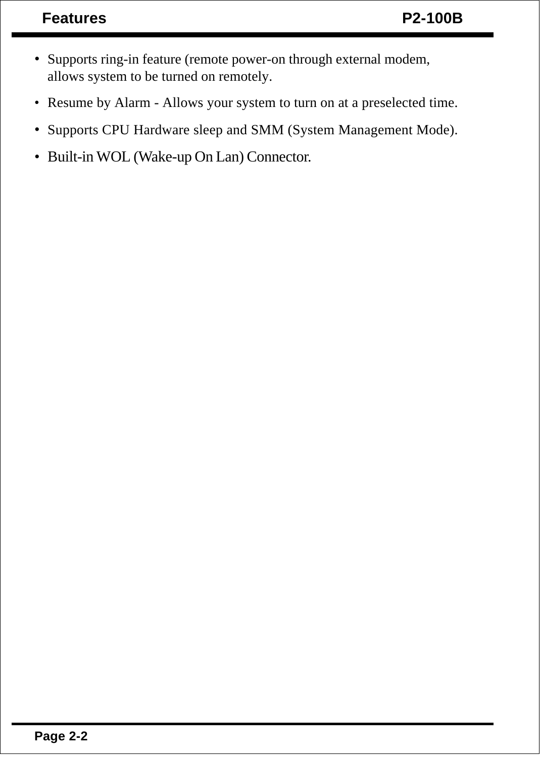- Supports ring-in feature (remote power-on through external modem, allows system to be turned on remotely.
- Resume by Alarm - Allows your system to turn on at a preselected time.
- Supports CPU Hardware sleep and SMM (System Management Mode).
- Built-in WOL (Wake-up On Lan) Connector.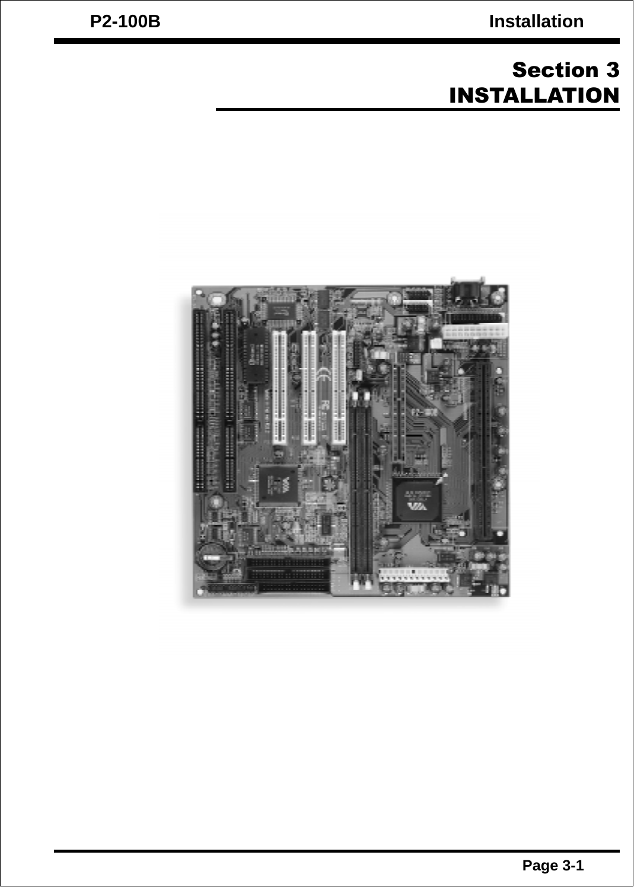# Section 3
# INSTALLATION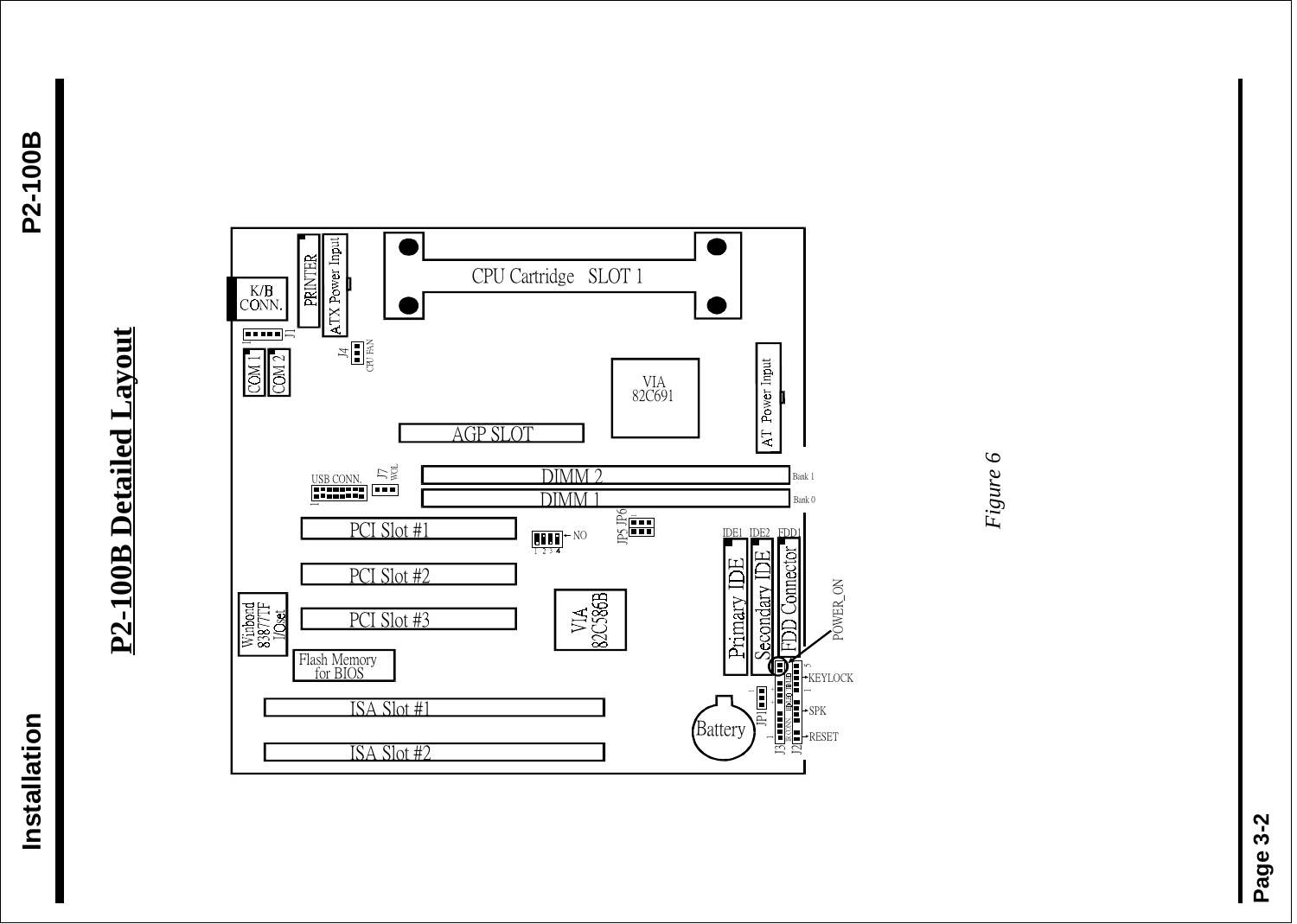## P2-100B Detailed Layout

K/B CONN.
PRINTER
ATX Power Input
CPU Cartridge SLOT 1
J1
J4
CPU FAN
COM 1
COM 2
VIA 82C691
AT Power Input
AGP SLOT
USB CONN.
J7
WOL
DIMM 2
DIMM 1
Bank 1
Bank 0
JP5 JP6
PCI Slot #1
NO
1 2 3 4
IDE1 IDE2 FDD1
PCI Slot #2
Primary IDE
Secondary IDE
FDD Connector
POWER_ON
Winbond 83877TF I/Oset
PCI Slot #3
VIA 82C586B
Flash Memory for BIOS
KEYLOCK
ISA Slot #1
JP1
SPK
Battery
ISA Slot #2
J3
J2
RESET

*Figure 6*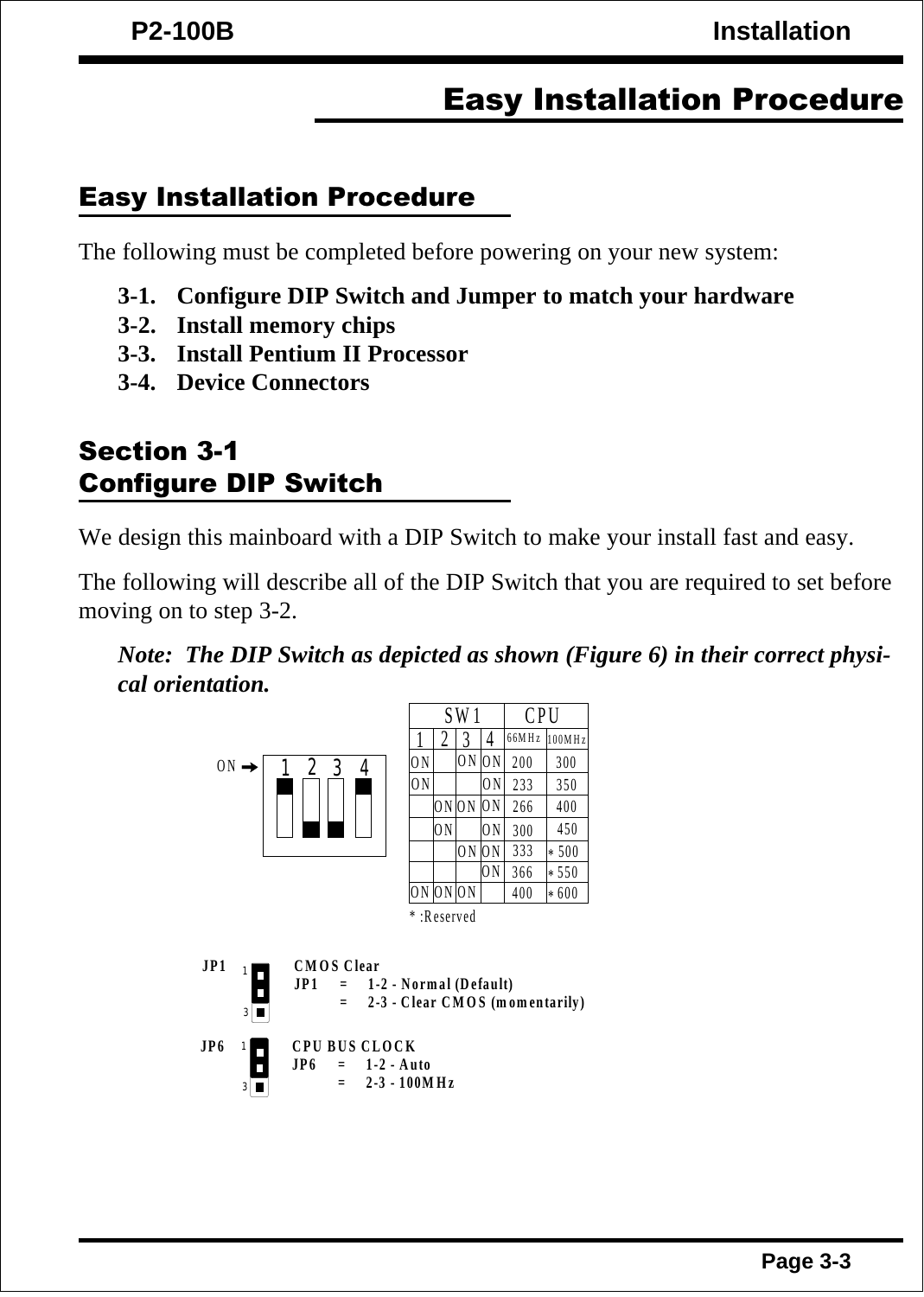# Easy Installation Procedure

## Easy Installation Procedure

The following must be completed before powering on your new system:

**3-1. Configure DIP Switch and Jumper to match your hardware**
**3-2. Install memory chips**
**3-3. Install Pentium II Processor**
**3-4. Device Connectors**

## Section 3-1
## Configure DIP Switch

We design this mainboard with a DIP Switch to make your install fast and easy.

The following will describe all of the DIP Switch that you are required to set before moving on to step 3-2.

***Note: The DIP Switch as depicted as shown (Figure 6) in their correct physical orientation.***

ON ➔ 1 2 3 4

| SW1 | | | | CPU | |
|---|---|---|---|---|---|
| 1 | 2 | 3 | 4 | 66MHz | 100MHz |
| ON | | ON | ON | 200 | 300 |
| ON | | | ON | 233 | 350 |
| | ON | ON | ON | 266 | 400 |
| | ON | | ON | 300 | 450 |
| | | ON | ON | 333 | * 500 |
| | | | ON | 366 | * 550 |
| ON | ON | ON | | 400 | * 600 |

* :Reserved

**JP1** **CMOS Clear**
**JP1 = 1-2 - Normal (Default)**
**= 2-3 - Clear CMOS (momentarily)**

**JP6** **CPU BUS CLOCK**
**JP6 = 1-2 - Auto**
**= 2-3 - 100MHz**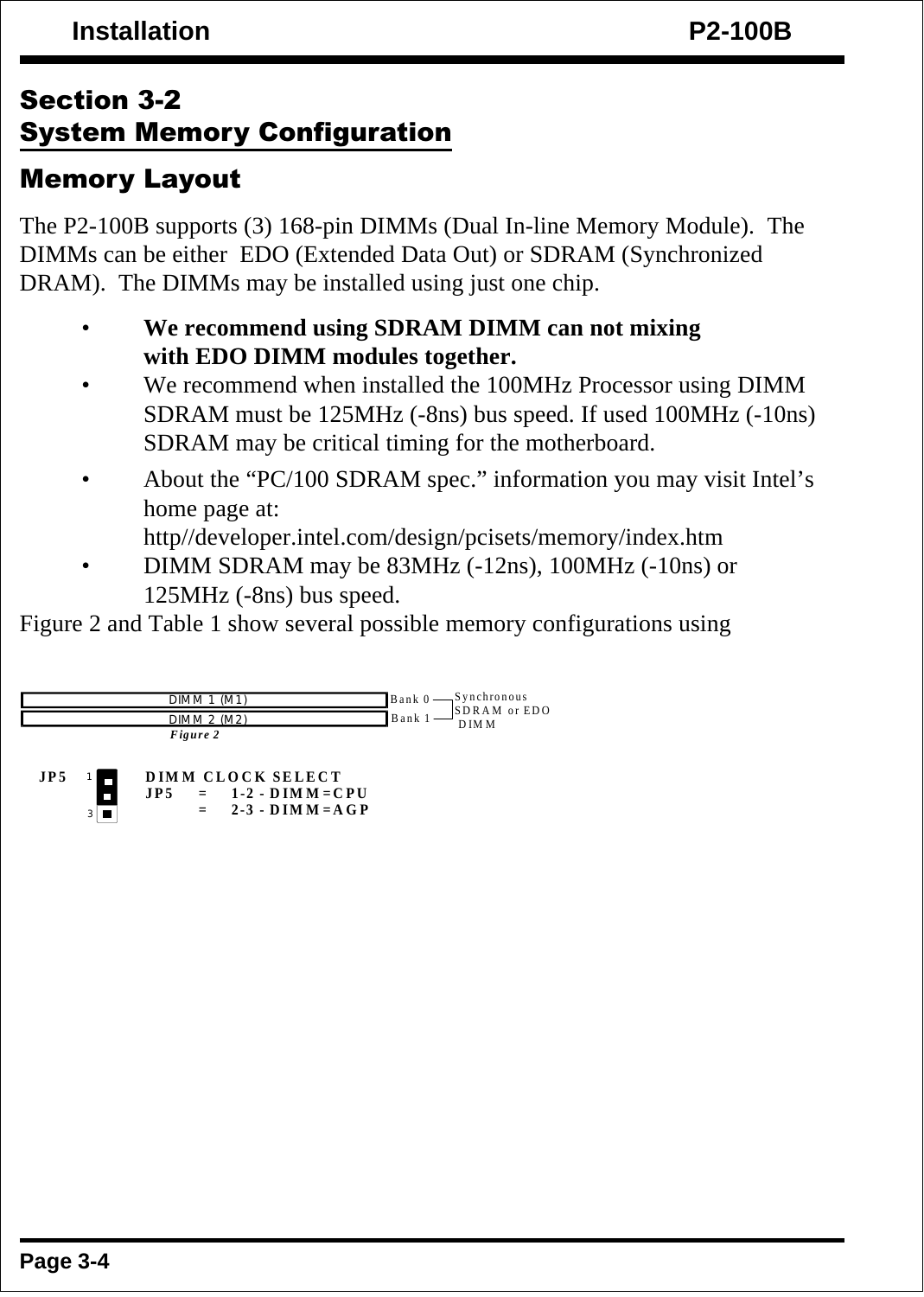## Section 3-2
## System Memory Configuration

### Memory Layout

The P2-100B supports (3) 168-pin DIMMs (Dual In-line Memory Module). The DIMMs can be either EDO (Extended Data Out) or SDRAM (Synchronized DRAM). The DIMMs may be installed using just one chip.

- **We recommend using SDRAM DIMM can not mixing with EDO DIMM modules together.**
- We recommend when installed the 100MHz Processor using DIMM SDRAM must be 125MHz (-8ns) bus speed. If used 100MHz (-10ns) SDRAM may be critical timing for the motherboard.
- About the “PC/100 SDRAM spec.” information you may visit Intel’s home page at: http//developer.intel.com/design/pcisets/memory/index.htm
- DIMM SDRAM may be 83MHz (-12ns), 100MHz (-10ns) or 125MHz (-8ns) bus speed.

Figure 2 and Table 1 show several possible memory configurations using

DIMM 1 (M1) — Bank 0
DIMM 2 (M2) — Bank 1

Synchronous SDRAM or EDO DIMM

*Figure 2*

JP5

**DIMM CLOCK SELECT**

**JP5 = 1-2 - DIMM=CPU**

**= 2-3 - DIMM=AGP**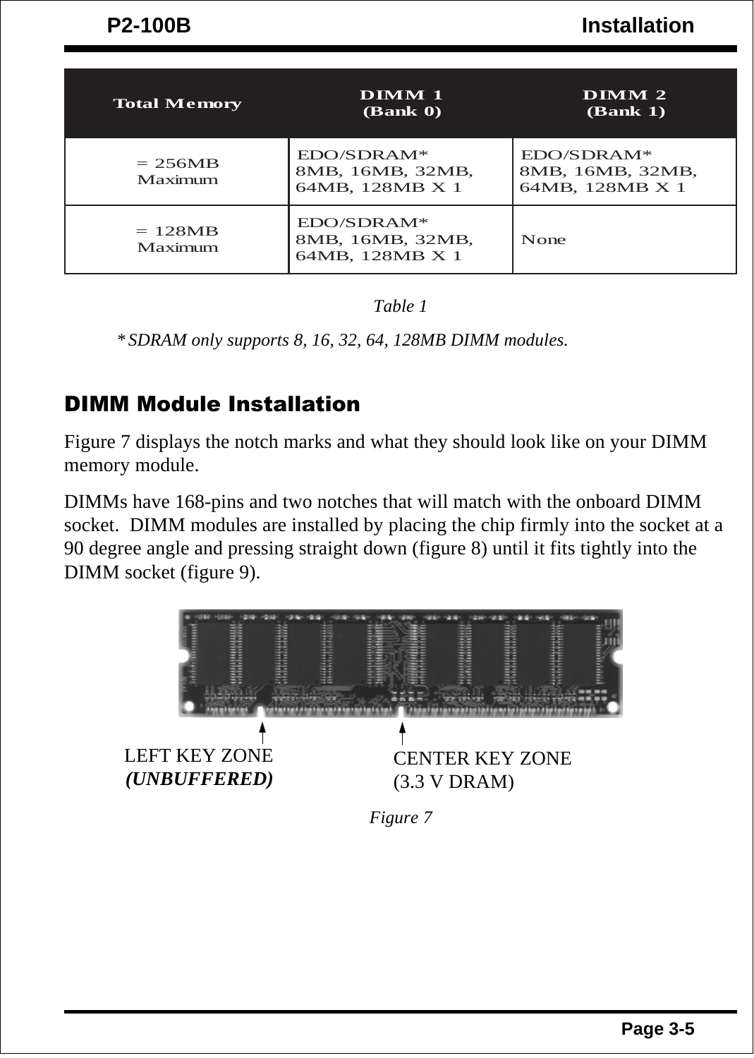| Total Memory | DIMM 1 (Bank 0) | DIMM 2 (Bank 1) |
| --- | --- | --- |
| = 256MB Maximum | EDO/SDRAM* 8MB, 16MB, 32MB, 64MB, 128MB X 1 | EDO/SDRAM* 8MB, 16MB, 32MB, 64MB, 128MB X 1 |
| = 128MB Maximum | EDO/SDRAM* 8MB, 16MB, 32MB, 64MB, 128MB X 1 | None |

*Table 1*

*\* SDRAM only supports 8, 16, 32, 64, 128MB DIMM modules.*

## DIMM Module Installation

Figure 7 displays the notch marks and what they should look like on your DIMM memory module.

DIMMs have 168-pins and two notches that will match with the onboard DIMM socket. DIMM modules are installed by placing the chip firmly into the socket at a 90 degree angle and pressing straight down (figure 8) until it fits tightly into the DIMM socket (figure 9).

LEFT KEY ZONE ***(UNBUFFERED)***

CENTER KEY ZONE (3.3 V DRAM)

*Figure 7*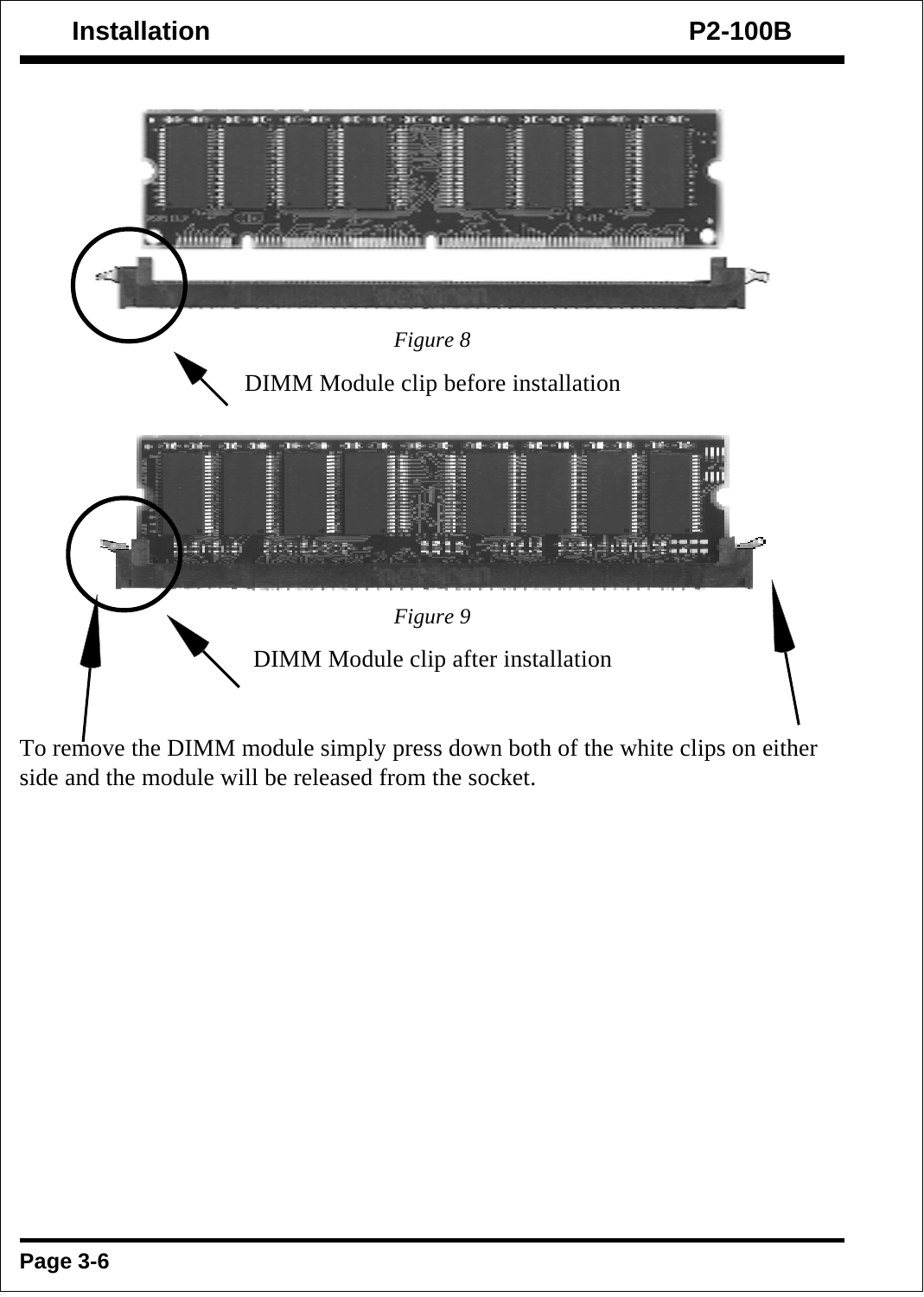*Figure 8*

DIMM Module clip before installation

*Figure 9*

DIMM Module clip after installation

To remove the DIMM module simply press down both of the white clips on either side and the module will be released from the socket.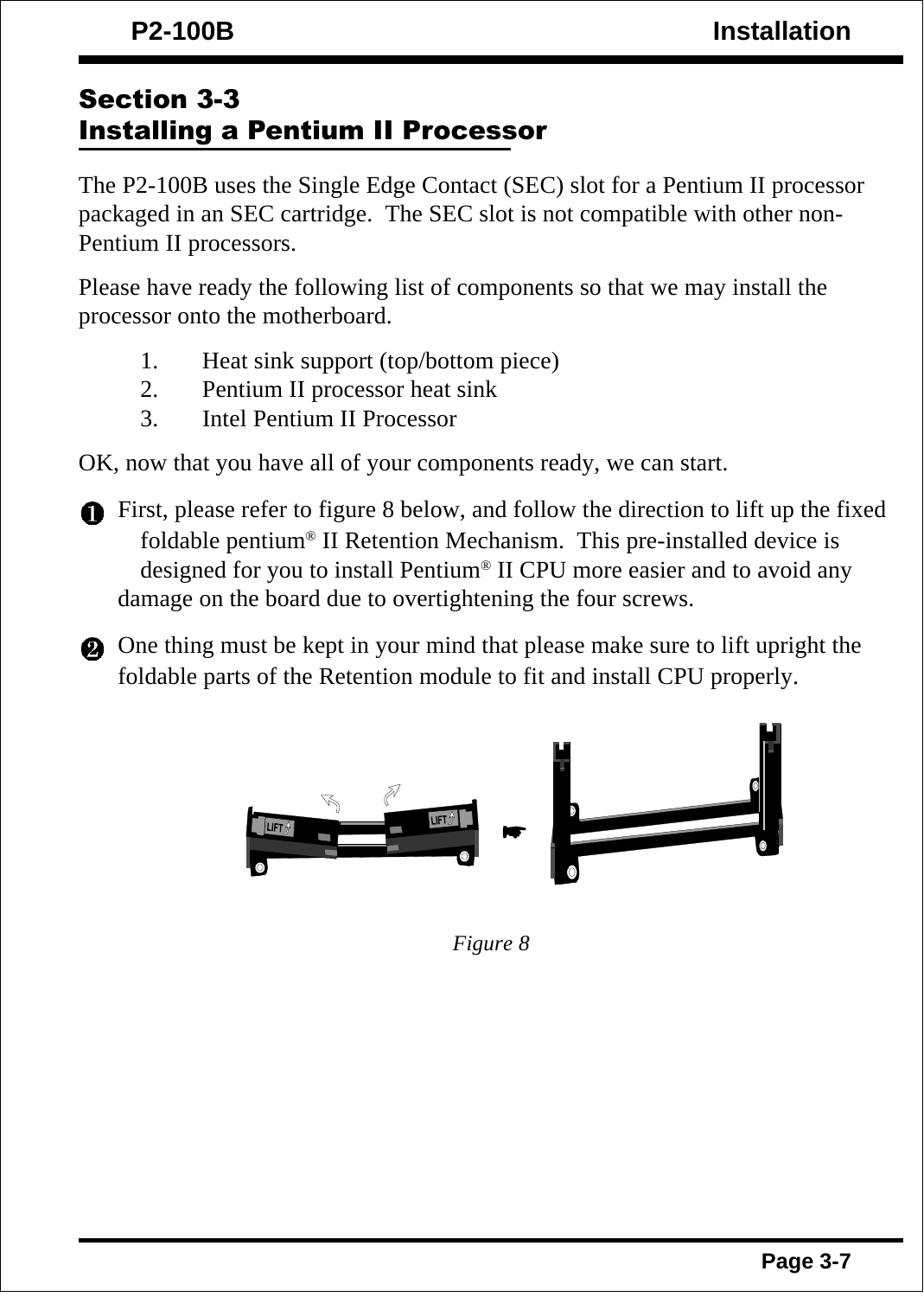## Section 3-3
## Installing a Pentium II Processor

The P2-100B uses the Single Edge Contact (SEC) slot for a Pentium II processor packaged in an SEC cartridge. The SEC slot is not compatible with other non-Pentium II processors.

Please have ready the following list of components so that we may install the processor onto the motherboard.

1. Heat sink support (top/bottom piece)
2. Pentium II processor heat sink
3. Intel Pentium II Processor

OK, now that you have all of your components ready, we can start.

❶ First, please refer to figure 8 below, and follow the direction to lift up the fixed foldable pentium® II Retention Mechanism. This pre-installed device is designed for you to install Pentium® II CPU more easier and to avoid any damage on the board due to overtightening the four screws.

❷ One thing must be kept in your mind that please make sure to lift upright the foldable parts of the Retention module to fit and install CPU properly.

*Figure 8*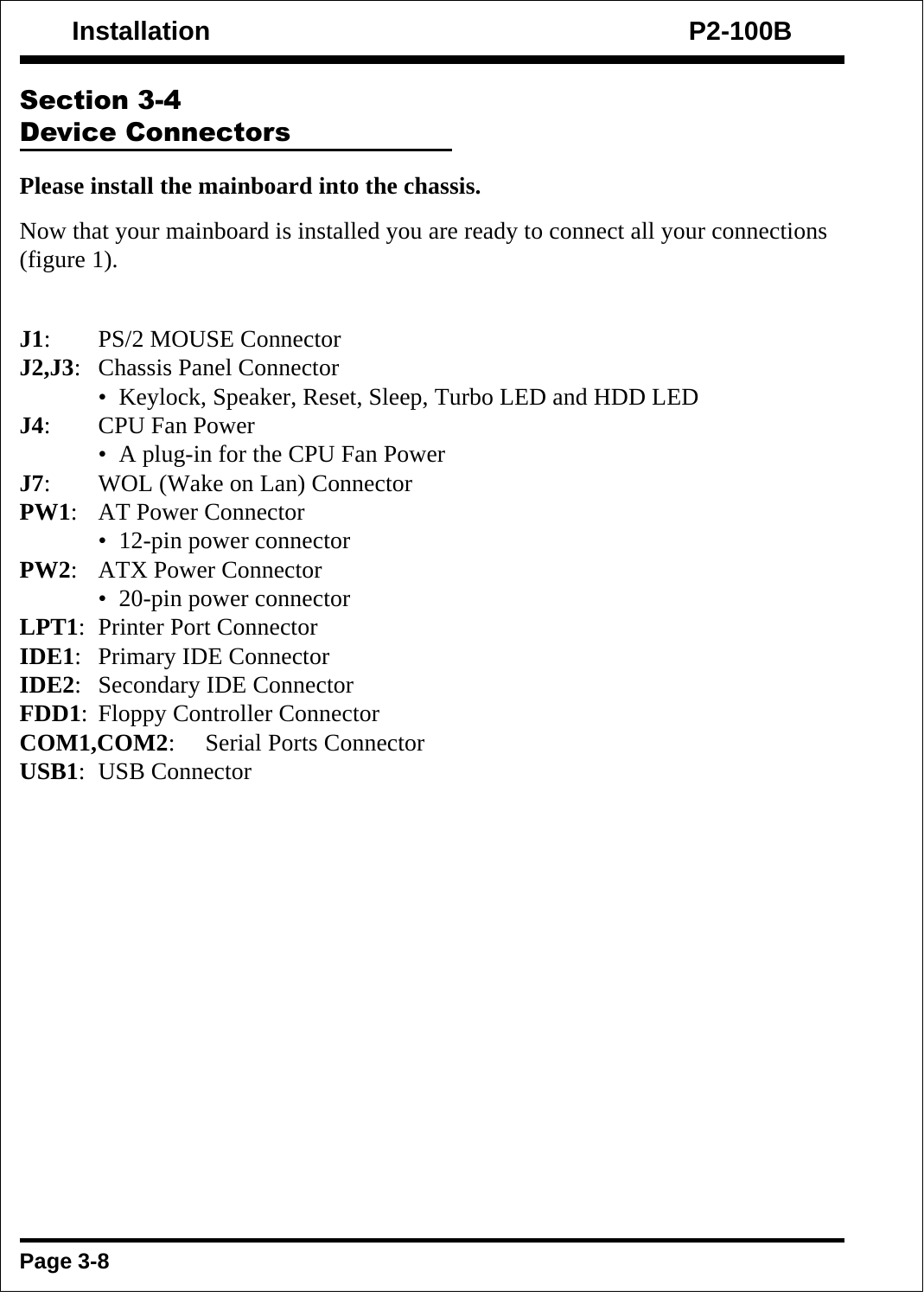## Section 3-4
## Device Connectors

**Please install the mainboard into the chassis.**

Now that your mainboard is installed you are ready to connect all your connections (figure 1).

**J1**: PS/2 MOUSE Connector

**J2,J3**: Chassis Panel Connector
- Keylock, Speaker, Reset, Sleep, Turbo LED and HDD LED

**J4**: CPU Fan Power
- A plug-in for the CPU Fan Power

**J7**: WOL (Wake on Lan) Connector

**PW1**: AT Power Connector
- 12-pin power connector

**PW2**: ATX Power Connector
- 20-pin power connector

**LPT1**: Printer Port Connector

**IDE1**: Primary IDE Connector

**IDE2**: Secondary IDE Connector

**FDD1**: Floppy Controller Connector

**COM1,COM2**: Serial Ports Connector

**USB1**: USB Connector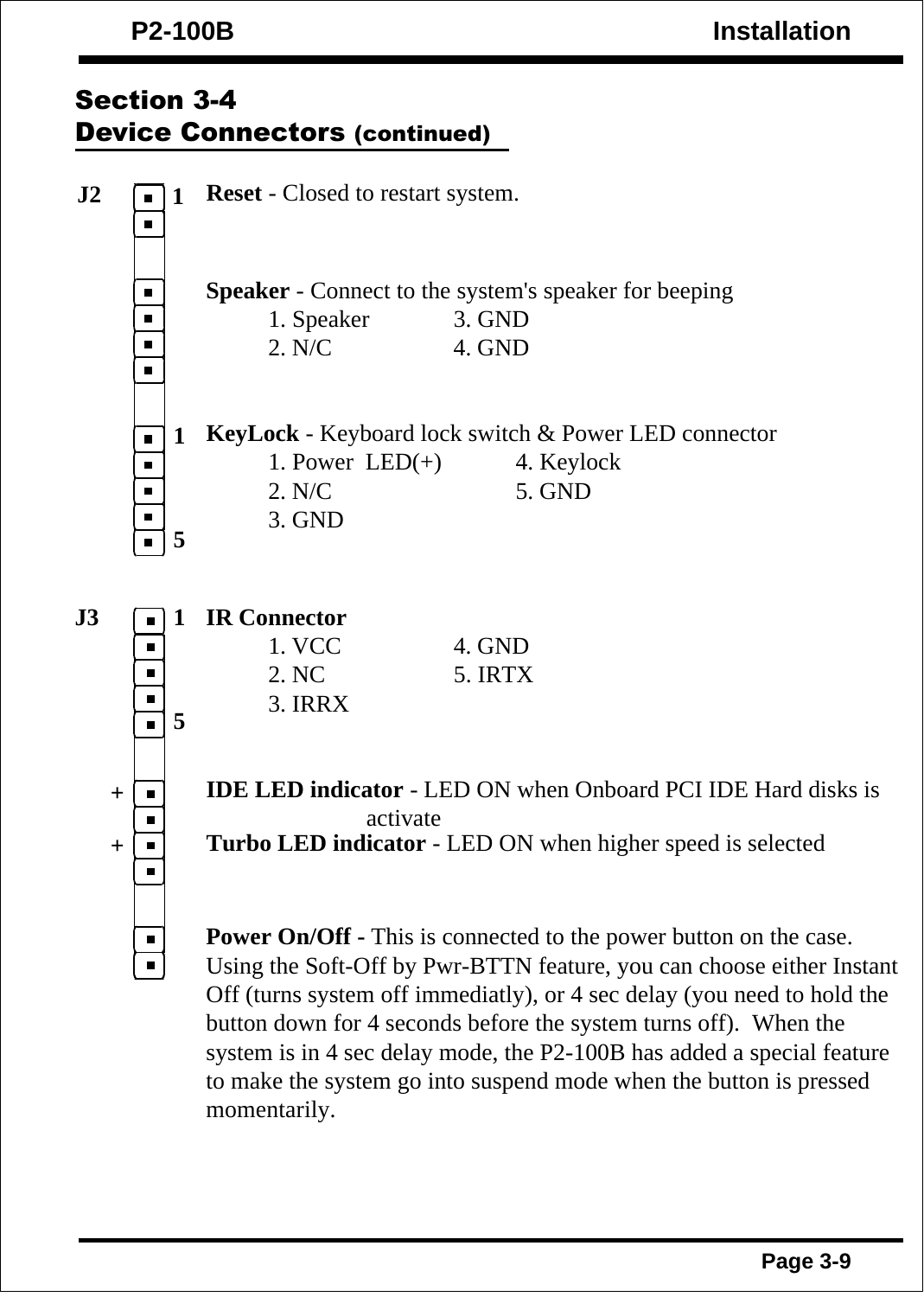## Section 3-4
## Device Connectors (continued)

**J2**

**Reset** - Closed to restart system.

**Speaker** - Connect to the system's speaker for beeping

| | |
|---|---|
| 1. Speaker | 3. GND |
| 2. N/C | 4. GND |

**KeyLock** - Keyboard lock switch & Power LED connector

| | |
|---|---|
| 1. Power LED(+) | 4. Keylock |
| 2. N/C | 5. GND |
| 3. GND | |

**J3**

**IR Connector**

| | |
|---|---|
| 1. VCC | 4. GND |
| 2. NC | 5. IRTX |
| 3. IRRX | |

**IDE LED indicator** - LED ON when Onboard PCI IDE Hard disks is activate

**Turbo LED indicator** - LED ON when higher speed is selected

**Power On/Off -** This is connected to the power button on the case. Using the Soft-Off by Pwr-BTTN feature, you can choose either Instant Off (turns system off immediatly), or 4 sec delay (you need to hold the button down for 4 seconds before the system turns off). When the system is in 4 sec delay mode, the P2-100B has added a special feature to make the system go into suspend mode when the button is pressed momentarily.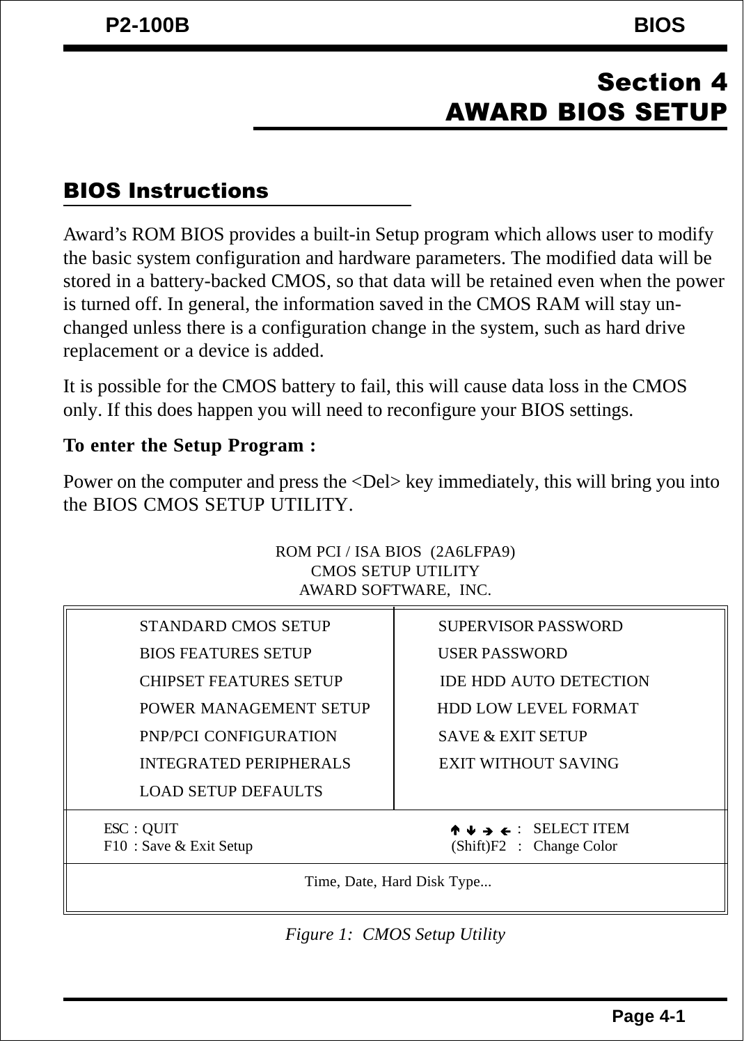# Section 4
# AWARD BIOS SETUP

## BIOS Instructions

Award's ROM BIOS provides a built-in Setup program which allows user to modify the basic system configuration and hardware parameters. The modified data will be stored in a battery-backed CMOS, so that data will be retained even when the power is turned off. In general, the information saved in the CMOS RAM will stay unchanged unless there is a configuration change in the system, such as hard drive replacement or a device is added.

It is possible for the CMOS battery to fail, this will cause data loss in the CMOS only. If this does happen you will need to reconfigure your BIOS settings.

**To enter the Setup Program :**

Power on the computer and press the <Del> key immediately, this will bring you into the BIOS CMOS SETUP UTILITY.

```
                    ROM PCI / ISA BIOS  (2A6LFPA9)
                         CMOS SETUP UTILITY
                        AWARD SOFTWARE,  INC.

     STANDARD CMOS SETUP              SUPERVISOR PASSWORD
     BIOS FEATURES SETUP              USER PASSWORD
     CHIPSET FEATURES SETUP           IDE HDD AUTO DETECTION
     POWER MANAGEMENT SETUP           HDD LOW LEVEL FORMAT
     PNP/PCI CONFIGURATION            SAVE & EXIT SETUP
     INTEGRATED PERIPHERALS           EXIT WITHOUT SAVING
     LOAD SETUP DEFAULTS

  ESC : QUIT                            ↑ ↓ → ←  :   SELECT ITEM
  F10 : Save & Exit Setup               (Shift)F2   :   Change Color

                    Time, Date, Hard Disk Type...
```

*Figure 1:  CMOS Setup Utility*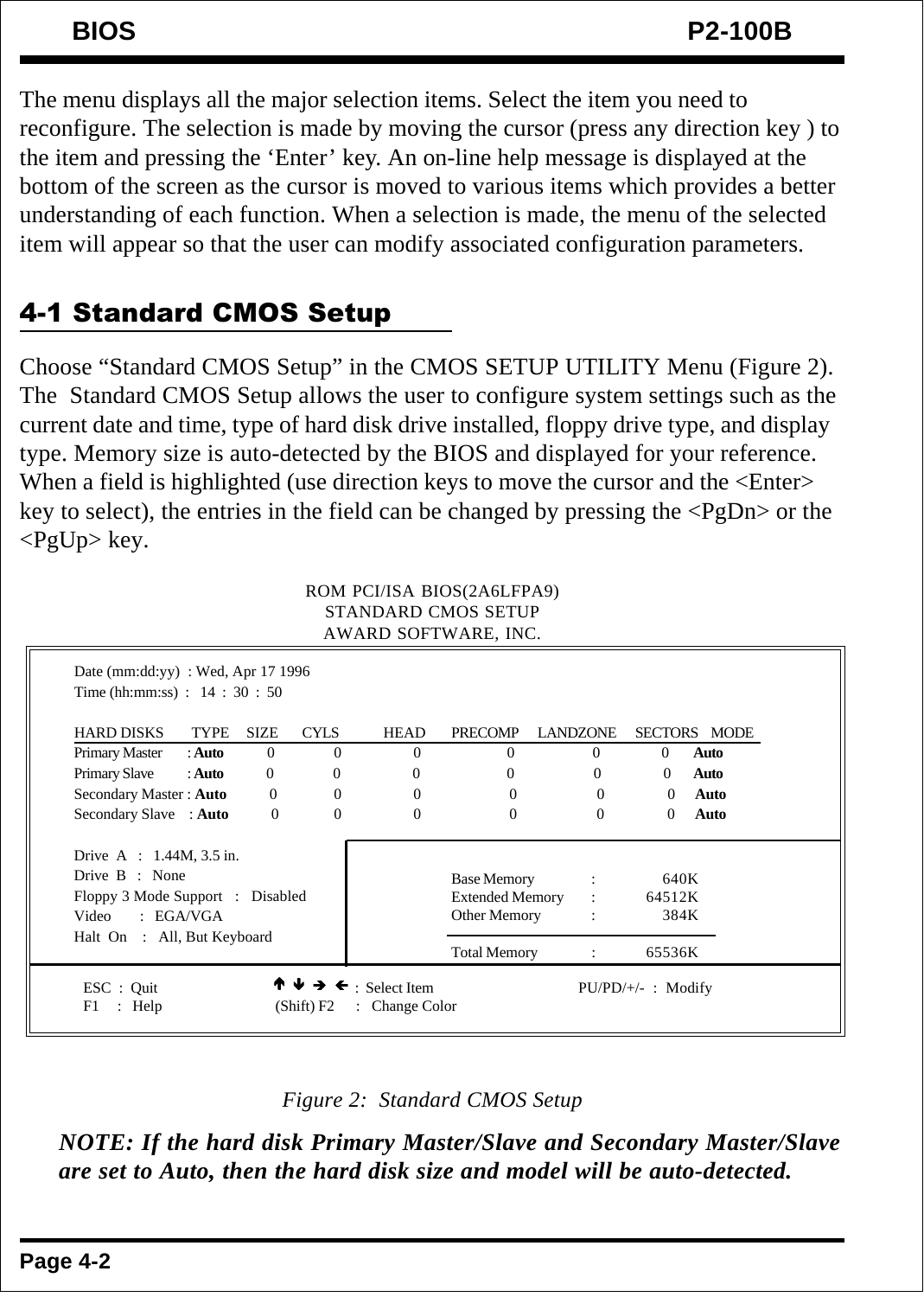The menu displays all the major selection items. Select the item you need to reconfigure. The selection is made by moving the cursor (press any direction key ) to the item and pressing the 'Enter' key. An on-line help message is displayed at the bottom of the screen as the cursor is moved to various items which provides a better understanding of each function. When a selection is made, the menu of the selected item will appear so that the user can modify associated configuration parameters.

## 4-1 Standard CMOS Setup

Choose "Standard CMOS Setup" in the CMOS SETUP UTILITY Menu (Figure 2). The Standard CMOS Setup allows the user to configure system settings such as the current date and time, type of hard disk drive installed, floppy drive type, and display type. Memory size is auto-detected by the BIOS and displayed for your reference. When a field is highlighted (use direction keys to move the cursor and the <Enter> key to select), the entries in the field can be changed by pressing the <PgDn> or the <PgUp> key.

```
                    ROM PCI/ISA BIOS(2A6LFPA9)
                       STANDARD CMOS SETUP
                      AWARD SOFTWARE, INC.

Date (mm:dd:yy)  : Wed, Apr 17 1996
Time (hh:mm:ss)  :  14 : 30 : 50

HARD DISKS        TYPE   SIZE   CYLS   HEAD   PRECOMP   LANDZONE   SECTORS   MODE
Primary Master   : Auto   0      0      0      0         0          0         Auto
Primary Slave    : Auto   0      0      0      0         0          0         Auto
Secondary Master : Auto   0      0      0      0         0          0         Auto
Secondary Slave  : Auto   0      0      0      0         0          0         Auto

Drive  A  :  1.44M, 3.5 in.
Drive  B  :  None                          Base Memory      :     640K
Floppy 3 Mode Support  :  Disabled         Extended Memory  :   64512K
Video     :  EGA/VGA                       Other Memory     :     384K
Halt  On  :  All, But Keyboard
                                           Total Memory     :   65536K

ESC  :  Quit          ↑ ↓ → ←  :  Select Item          PU/PD/+/-  :  Modify
F1   :  Help          (Shift) F2  :  Change Color
```

*Figure 2: Standard CMOS Setup*

***NOTE: If the hard disk Primary Master/Slave and Secondary Master/Slave are set to Auto, then the hard disk size and model will be auto-detected.***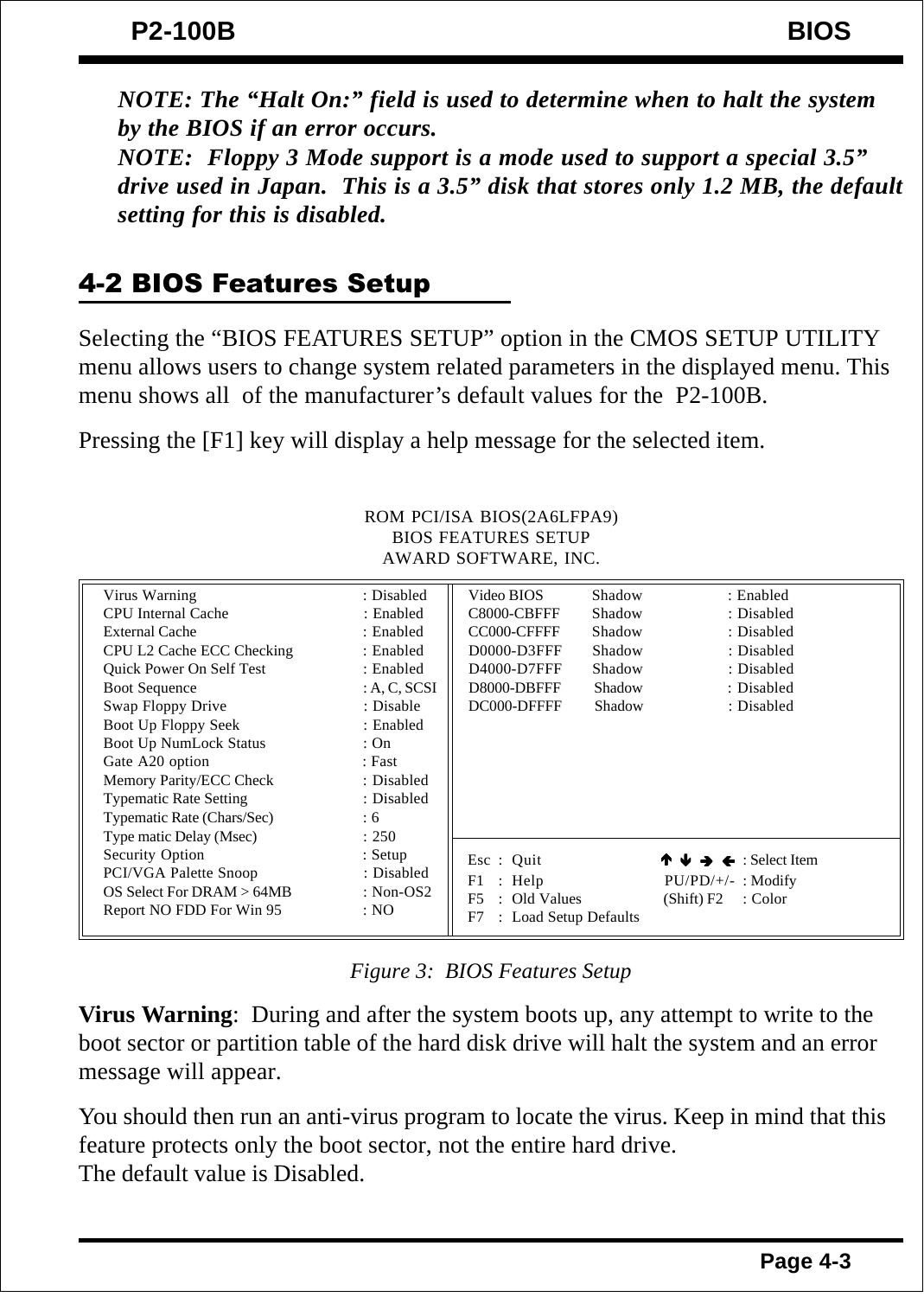*NOTE: The “Halt On:” field is used to determine when to halt the system by the BIOS if an error occurs.*
*NOTE: Floppy 3 Mode support is a mode used to support a special 3.5” drive used in Japan. This is a 3.5” disk that stores only 1.2 MB, the default setting for this is disabled.*

## 4-2 BIOS Features Setup

Selecting the “BIOS FEATURES SETUP” option in the CMOS SETUP UTILITY menu allows users to change system related parameters in the displayed menu. This menu shows all of the manufacturer’s default values for the P2-100B.

Pressing the [F1] key will display a help message for the selected item.

```
                         ROM PCI/ISA BIOS(2A6LFPA9)
                            BIOS FEATURES SETUP
                           AWARD SOFTWARE, INC.

Virus Warning                  : Disabled   | Video BIOS    Shadow   : Enabled
CPU Internal Cache             : Enabled    | C8000-CBFFF   Shadow   : Disabled
External Cache                 : Enabled    | CC000-CFFFF   Shadow   : Disabled
CPU L2 Cache ECC Checking      : Enabled    | D0000-D3FFF   Shadow   : Disabled
Quick Power On Self Test       : Enabled    | D4000-D7FFF   Shadow   : Disabled
Boot Sequence                  : A, C, SCSI | D8000-DBFFF   Shadow   : Disabled
Swap Floppy Drive              : Disable    | DC000-DFFFF   Shadow   : Disabled
Boot Up Floppy Seek            : Enabled    |
Boot Up NumLock Status         : On         |
Gate A20 option                : Fast       |
Memory Parity/ECC Check        : Disabled   |
Typematic Rate Setting         : Disabled   |
Typematic Rate (Chars/Sec)     : 6          |
Type matic Delay (Msec)        : 250        |
Security Option                : Setup      | Esc : Quit        ↑ ↓ → ← : Select Item
PCI/VGA Palette Snoop          : Disabled   | F1  : Help        PU/PD/+/- : Modify
OS Select For DRAM > 64MB      : Non-OS2    | F5  : Old Values  (Shift) F2 : Color
Report NO FDD For Win 95       : NO         | F7  : Load Setup Defaults
```

*Figure 3: BIOS Features Setup*

**Virus Warning**: During and after the system boots up, any attempt to write to the boot sector or partition table of the hard disk drive will halt the system and an error message will appear.

You should then run an anti-virus program to locate the virus. Keep in mind that this feature protects only the boot sector, not the entire hard drive.
The default value is Disabled.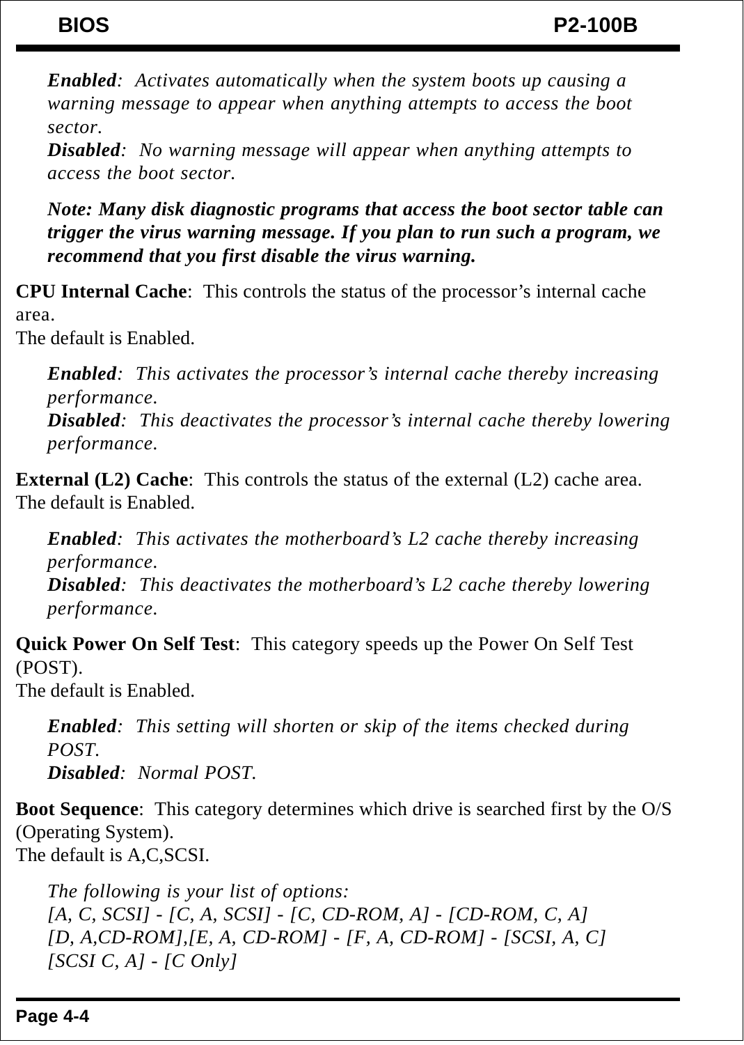*Enabled*: Activates automatically when the system boots up causing a warning message to appear when anything attempts to access the boot sector.
*Disabled*: No warning message will appear when anything attempts to access the boot sector.

***Note: Many disk diagnostic programs that access the boot sector table can trigger the virus warning message. If you plan to run such a program, we recommend that you first disable the virus warning.***

**CPU Internal Cache**: This controls the status of the processor's internal cache area.
The default is Enabled.

*Enabled*: This activates the processor's internal cache thereby increasing performance.
*Disabled*: This deactivates the processor's internal cache thereby lowering performance.

**External (L2) Cache**: This controls the status of the external (L2) cache area.
The default is Enabled.

*Enabled*: This activates the motherboard's L2 cache thereby increasing performance.
*Disabled*: This deactivates the motherboard's L2 cache thereby lowering performance.

**Quick Power On Self Test**: This category speeds up the Power On Self Test (POST).
The default is Enabled.

*Enabled*: This setting will shorten or skip of the items checked during POST.
*Disabled*: Normal POST.

**Boot Sequence**: This category determines which drive is searched first by the O/S (Operating System).
The default is A,C,SCSI.

*The following is your list of options:*
*[A, C, SCSI] - [C, A, SCSI] - [C, CD-ROM, A] - [CD-ROM, C, A]*
*[D, A,CD-ROM],[E, A, CD-ROM] - [F, A, CD-ROM] - [SCSI, A, C]*
*[SCSI C, A] - [C Only]*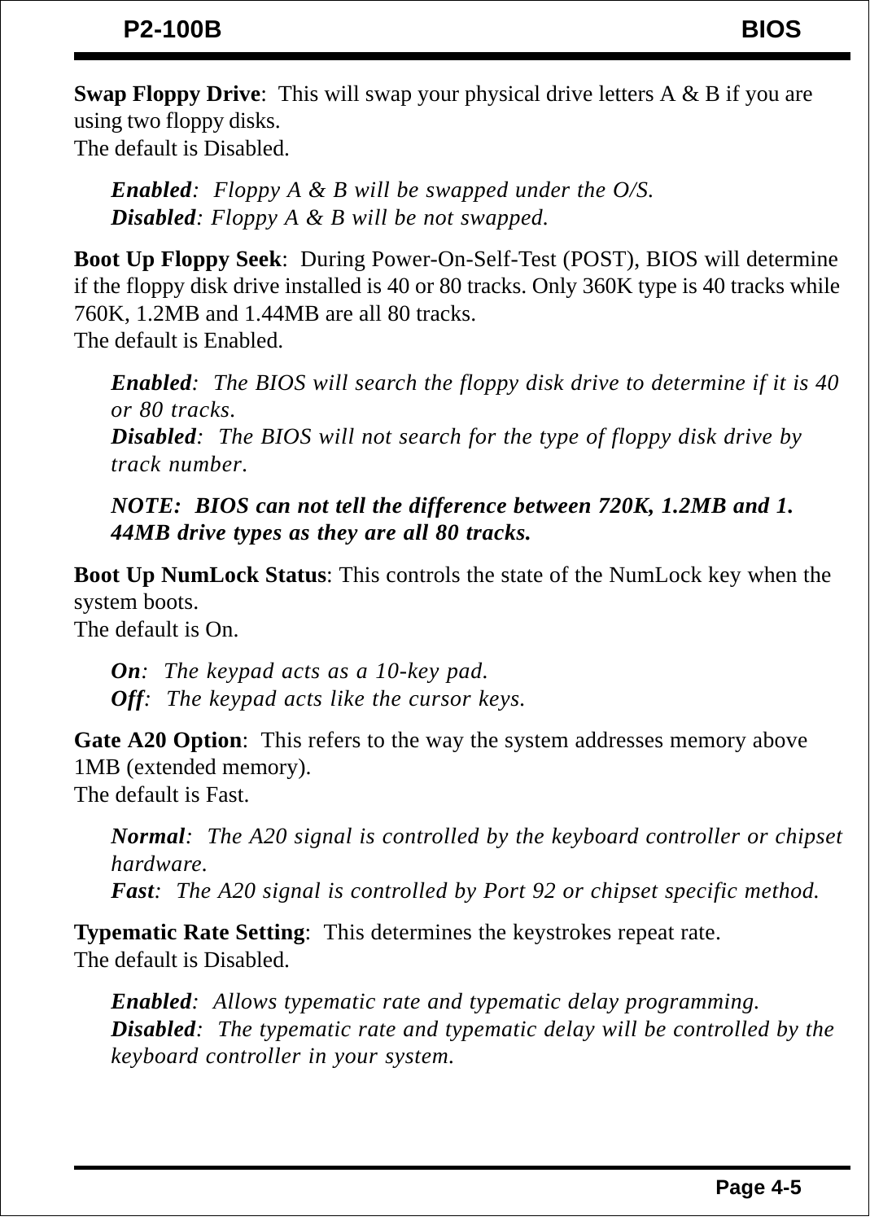**Swap Floppy Drive**: This will swap your physical drive letters A & B if you are using two floppy disks.
The default is Disabled.

> ***Enabled***: *Floppy A & B will be swapped under the O/S.*
> ***Disabled***: *Floppy A & B will be not swapped.*

**Boot Up Floppy Seek**: During Power-On-Self-Test (POST), BIOS will determine if the floppy disk drive installed is 40 or 80 tracks. Only 360K type is 40 tracks while 760K, 1.2MB and 1.44MB are all 80 tracks.
The default is Enabled.

> ***Enabled***: *The BIOS will search the floppy disk drive to determine if it is 40 or 80 tracks.*
> ***Disabled***: *The BIOS will not search for the type of floppy disk drive by track number.*
>
> ***NOTE: BIOS can not tell the difference between 720K, 1.2MB and 1.44MB drive types as they are all 80 tracks.***

**Boot Up NumLock Status**: This controls the state of the NumLock key when the system boots.
The default is On.

> ***On***: *The keypad acts as a 10-key pad.*
> ***Off***: *The keypad acts like the cursor keys.*

**Gate A20 Option**: This refers to the way the system addresses memory above 1MB (extended memory).
The default is Fast.

> ***Normal***: *The A20 signal is controlled by the keyboard controller or chipset hardware.*
> ***Fast***: *The A20 signal is controlled by Port 92 or chipset specific method.*

**Typematic Rate Setting**: This determines the keystrokes repeat rate.
The default is Disabled.

> ***Enabled***: *Allows typematic rate and typematic delay programming.*
> ***Disabled***: *The typematic rate and typematic delay will be controlled by the keyboard controller in your system.*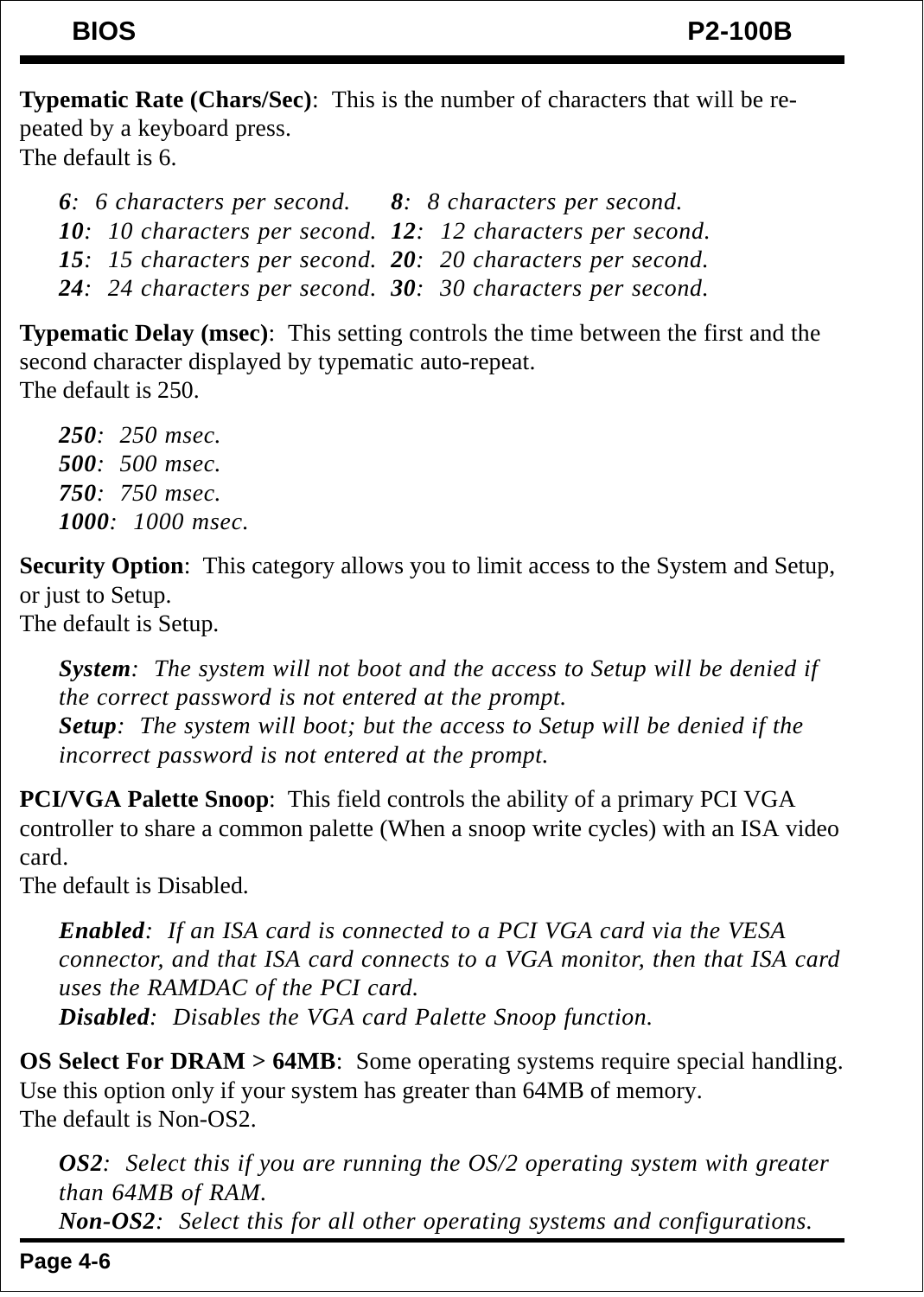**Typematic Rate (Chars/Sec)**: This is the number of characters that will be repeated by a keyboard press.
The default is 6.

> ***6***: *6 characters per second.* ***8***: *8 characters per second.*
> ***10***: *10 characters per second.* ***12***: *12 characters per second.*
> ***15***: *15 characters per second.* ***20***: *20 characters per second.*
> ***24***: *24 characters per second.* ***30***: *30 characters per second.*

**Typematic Delay (msec)**: This setting controls the time between the first and the second character displayed by typematic auto-repeat.
The default is 250.

> ***250***: *250 msec.*
> ***500***: *500 msec.*
> ***750***: *750 msec.*
> ***1000***: *1000 msec.*

**Security Option**: This category allows you to limit access to the System and Setup, or just to Setup.
The default is Setup.

> ***System***: *The system will not boot and the access to Setup will be denied if the correct password is not entered at the prompt.*
> ***Setup***: *The system will boot; but the access to Setup will be denied if the incorrect password is not entered at the prompt.*

**PCI/VGA Palette Snoop**: This field controls the ability of a primary PCI VGA controller to share a common palette (When a snoop write cycles) with an ISA video card.
The default is Disabled.

> ***Enabled***: *If an ISA card is connected to a PCI VGA card via the VESA connector, and that ISA card connects to a VGA monitor, then that ISA card uses the RAMDAC of the PCI card.*
> ***Disabled***: *Disables the VGA card Palette Snoop function.*

**OS Select For DRAM > 64MB**: Some operating systems require special handling. Use this option only if your system has greater than 64MB of memory.
The default is Non-OS2.

> ***OS2***: *Select this if you are running the OS/2 operating system with greater than 64MB of RAM.*
> ***Non-OS2***: *Select this for all other operating systems and configurations.*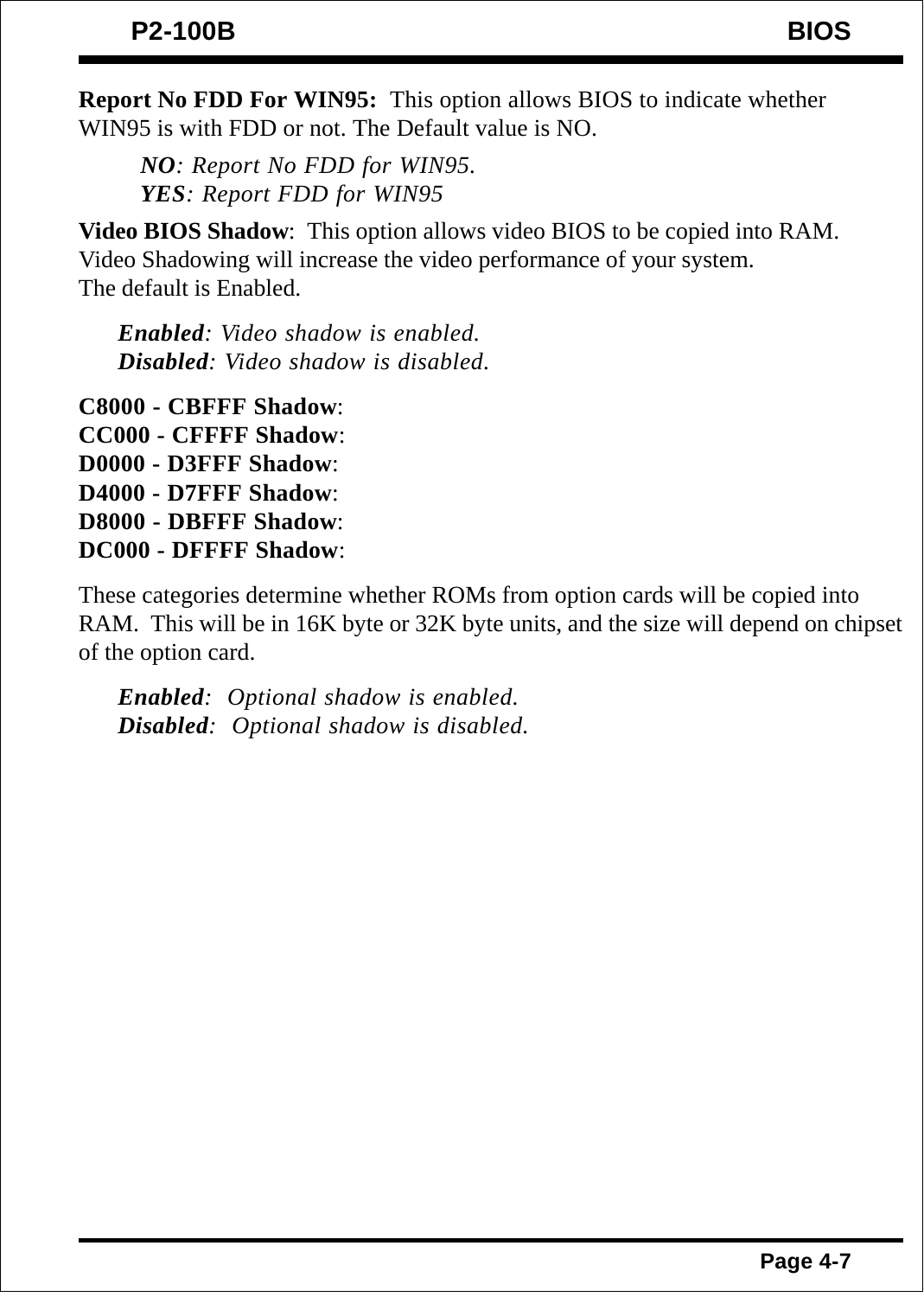**Report No FDD For WIN95:** This option allows BIOS to indicate whether WIN95 is with FDD or not. The Default value is NO.

> ***NO****: Report No FDD for WIN95.*
> ***YES****: Report FDD for WIN95*

**Video BIOS Shadow**: This option allows video BIOS to be copied into RAM. Video Shadowing will increase the video performance of your system. The default is Enabled.

> ***Enabled****: Video shadow is enabled.*
> ***Disabled****: Video shadow is disabled.*

**C8000 - CBFFF Shadow**:
**CC000 - CFFFF Shadow**:
**D0000 - D3FFF Shadow**:
**D4000 - D7FFF Shadow**:
**D8000 - DBFFF Shadow**:
**DC000 - DFFFF Shadow**:

These categories determine whether ROMs from option cards will be copied into RAM. This will be in 16K byte or 32K byte units, and the size will depend on chipset of the option card.

> ***Enabled****: Optional shadow is enabled.*
> ***Disabled****: Optional shadow is disabled.*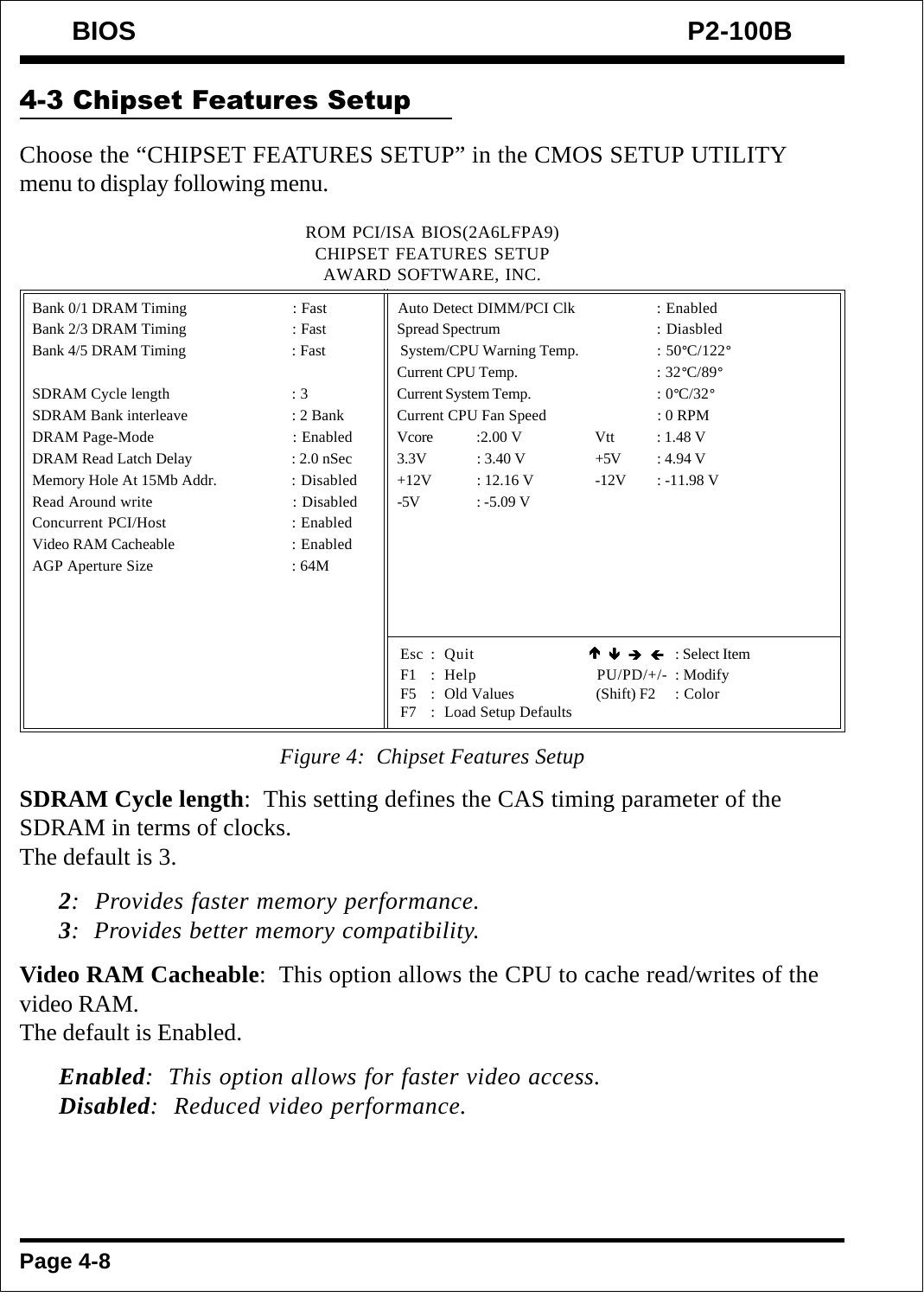## 4-3 Chipset Features Setup

Choose the “CHIPSET FEATURES SETUP” in the CMOS SETUP UTILITY menu to display following menu.

```
                         ROM PCI/ISA BIOS(2A6LFPA9)
                           CHIPSET FEATURES SETUP
                            AWARD SOFTWARE, INC.

Bank 0/1 DRAM Timing         : Fast      Auto Detect DIMM/PCI Clk      : Enabled
Bank 2/3 DRAM Timing         : Fast      Spread Spectrum               : Diasbled
Bank 4/5 DRAM Timing         : Fast      System/CPU Warning Temp.      : 50°C/122°
                                         Current CPU Temp.             : 32°C/89°
SDRAM Cycle length           : 3         Current System Temp.          : 0°C/32°
SDRAM Bank interleave        : 2 Bank    Current CPU Fan Speed         : 0 RPM
DRAM Page-Mode               : Enabled   Vcore    :2.00 V      Vtt     : 1.48 V
DRAM Read Latch Delay        : 2.0 nSec  3.3V     : 3.40 V     +5V     : 4.94 V
Memory Hole At 15Mb Addr.    : Disabled  +12V     : 12.16 V    -12V    : -11.98 V
Read Around write            : Disabled  -5V      : -5.09 V
Concurrent PCI/Host          : Enabled
Video RAM Cacheable          : Enabled
AGP Aperture Size            : 64M

                                         Esc : Quit              ↑ ↓ → ← : Select Item
                                         F1  : Help              PU/PD/+/- : Modify
                                         F5  : Old Values        (Shift) F2 : Color
                                         F7  : Load Setup Defaults
```

*Figure 4: Chipset Features Setup*

**SDRAM Cycle length**: This setting defines the CAS timing parameter of the SDRAM in terms of clocks.
The default is 3.

> ***2***: *Provides faster memory performance.*
> ***3***: *Provides better memory compatibility.*

**Video RAM Cacheable**: This option allows the CPU to cache read/writes of the video RAM.
The default is Enabled.

> ***Enabled***: *This option allows for faster video access.*
> ***Disabled***: *Reduced video performance.*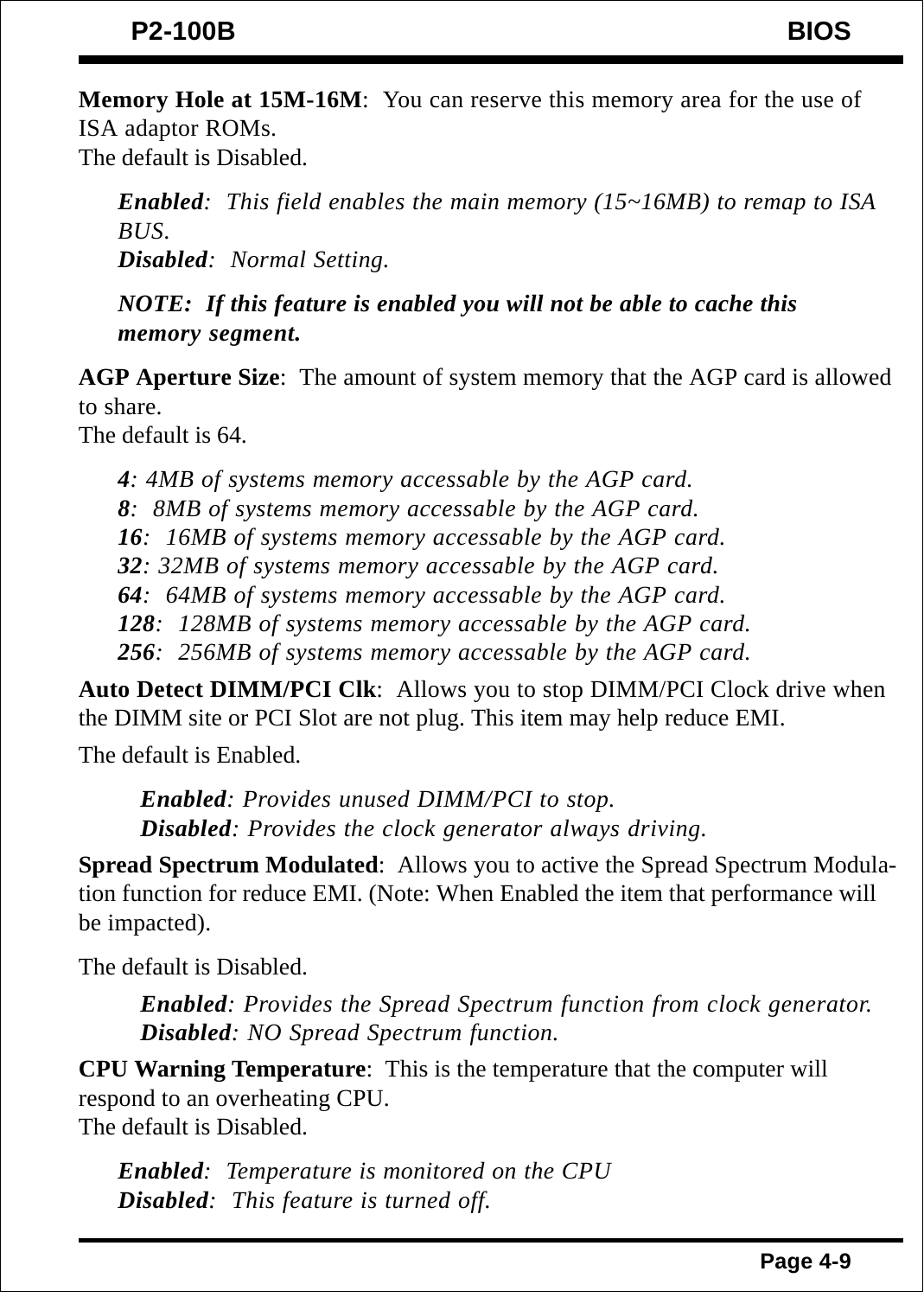**Memory Hole at 15M-16M**: You can reserve this memory area for the use of ISA adaptor ROMs.
The default is Disabled.

> ***Enabled***: *This field enables the main memory (15~16MB) to remap to ISA BUS.*
> ***Disabled***: *Normal Setting.*
>
> ***NOTE: If this feature is enabled you will not be able to cache this memory segment.***

**AGP Aperture Size**: The amount of system memory that the AGP card is allowed to share.
The default is 64.

> ***4***: *4MB of systems memory accessable by the AGP card.*
> ***8***: *8MB of systems memory accessable by the AGP card.*
> ***16***: *16MB of systems memory accessable by the AGP card.*
> ***32***: *32MB of systems memory accessable by the AGP card.*
> ***64***: *64MB of systems memory accessable by the AGP card.*
> ***128***: *128MB of systems memory accessable by the AGP card.*
> ***256***: *256MB of systems memory accessable by the AGP card.*

**Auto Detect DIMM/PCI Clk**: Allows you to stop DIMM/PCI Clock drive when the DIMM site or PCI Slot are not plug. This item may help reduce EMI.

The default is Enabled.

> ***Enabled***: *Provides unused DIMM/PCI to stop.*
> ***Disabled***: *Provides the clock generator always driving.*

**Spread Spectrum Modulated**: Allows you to active the Spread Spectrum Modulation function for reduce EMI. (Note: When Enabled the item that performance will be impacted).

The default is Disabled.

> ***Enabled***: *Provides the Spread Spectrum function from clock generator.*
> ***Disabled***: *NO Spread Spectrum function.*

**CPU Warning Temperature**: This is the temperature that the computer will respond to an overheating CPU.
The default is Disabled.

> ***Enabled***: *Temperature is monitored on the CPU*
> ***Disabled***: *This feature is turned off.*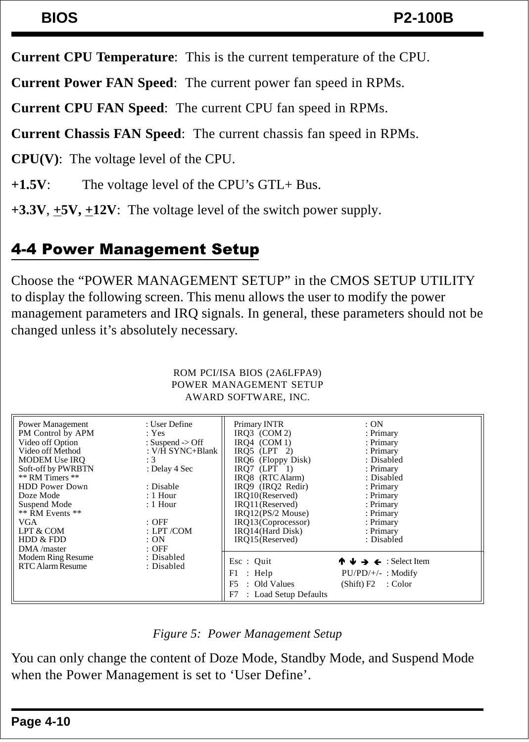**Current CPU Temperature**: This is the current temperature of the CPU.

**Current Power FAN Speed**: The current power fan speed in RPMs.

**Current CPU FAN Speed**: The current CPU fan speed in RPMs.

**Current Chassis FAN Speed**: The current chassis fan speed in RPMs.

**CPU(V)**: The voltage level of the CPU.

**+1.5V**: The voltage level of the CPU's GTL+ Bus.

**+3.3V**, **+5V, +12V**: The voltage level of the switch power supply.

## 4-4 Power Management Setup

Choose the "POWER MANAGEMENT SETUP" in the CMOS SETUP UTILITY to display the following screen. This menu allows the user to modify the power management parameters and IRQ signals. In general, these parameters should not be changed unless it's absolutely necessary.

```
                      ROM PCI/ISA BIOS (2A6LFPA9)
                       POWER MANAGEMENT SETUP
                        AWARD SOFTWARE, INC.

Power Management      : User Define       Primary INTR             : ON
PM Control by APM     : Yes                IRQ3  (COM 2)           : Primary
Video off Option      : Suspend -> Off     IRQ4  (COM 1)           : Primary
Video off Method      : V/H SYNC+Blank     IRQ5  (LPT  2)          : Primary
MODEM Use IRQ         : 3                  IRQ6  (Floppy Disk)     : Disabled
Soft-off by PWRBTN    : Delay 4 Sec        IRQ7  (LPT  1)          : Primary
** RM Timers **                            IRQ8  (RTC Alarm)       : Disabled
HDD Power Down        : Disable            IRQ9  (IRQ2 Redir)      : Primary
Doze Mode             : 1 Hour             IRQ10(Reserved)         : Primary
Suspend Mode          : 1 Hour             IRQ11(Reserved)         : Primary
** RM Events **                            IRQ12(PS/2 Mouse)       : Primary
VGA                   : OFF                IRQ13(Coprocessor)      : Primary
LPT & COM             : LPT /COM           IRQ14(Hard Disk)        : Primary
HDD & FDD             : ON                 IRQ15(Reserved)         : Disabled
DMA /master           : OFF
Modem Ring Resume     : Disabled          Esc : Quit          ↑↓→← : Select Item
RTC Alarm Resume      : Disabled          F1  : Help          PU/PD/+/- : Modify
                                          F5  : Old Values    (Shift) F2 : Color
                                          F7  : Load Setup Defaults
```

*Figure 5: Power Management Setup*

You can only change the content of Doze Mode, Standby Mode, and Suspend Mode when the Power Management is set to 'User Define'.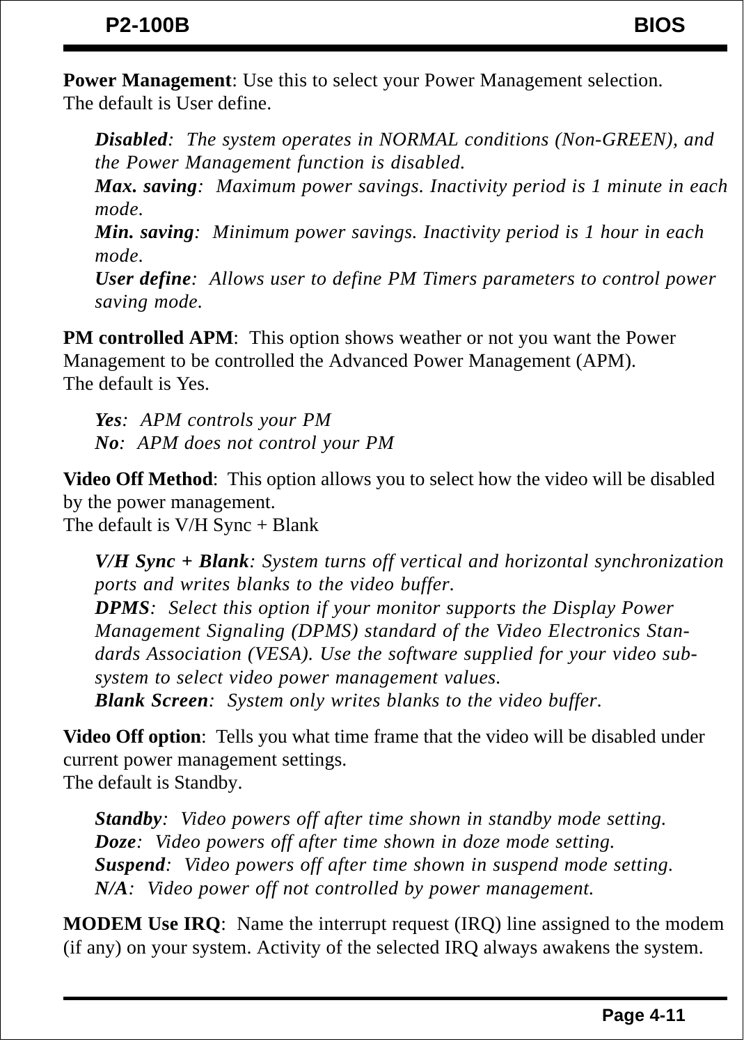**Power Management**: Use this to select your Power Management selection.
The default is User define.

*__Disabled__: The system operates in NORMAL conditions (Non-GREEN), and the Power Management function is disabled.*
*__Max. saving__: Maximum power savings. Inactivity period is 1 minute in each mode.*
*__Min. saving__: Minimum power savings. Inactivity period is 1 hour in each mode.*
*__User define__: Allows user to define PM Timers parameters to control power saving mode.*

**PM controlled APM**: This option shows weather or not you want the Power Management to be controlled the Advanced Power Management (APM).
The default is Yes.

*__Yes__: APM controls your PM*
*__No__: APM does not control your PM*

**Video Off Method**: This option allows you to select how the video will be disabled by the power management.
The default is V/H Sync + Blank

*__V/H Sync + Blank__: System turns off vertical and horizontal synchronization ports and writes blanks to the video buffer.*
*__DPMS__: Select this option if your monitor supports the Display Power Management Signaling (DPMS) standard of the Video Electronics Standards Association (VESA). Use the software supplied for your video subsystem to select video power management values.*
*__Blank Screen__: System only writes blanks to the video buffer.*

**Video Off option**: Tells you what time frame that the video will be disabled under current power management settings.
The default is Standby.

*__Standby__: Video powers off after time shown in standby mode setting.*
*__Doze__: Video powers off after time shown in doze mode setting.*
*__Suspend__: Video powers off after time shown in suspend mode setting.*
*__N/A__: Video power off not controlled by power management.*

**MODEM Use IRQ**: Name the interrupt request (IRQ) line assigned to the modem (if any) on your system. Activity of the selected IRQ always awakens the system.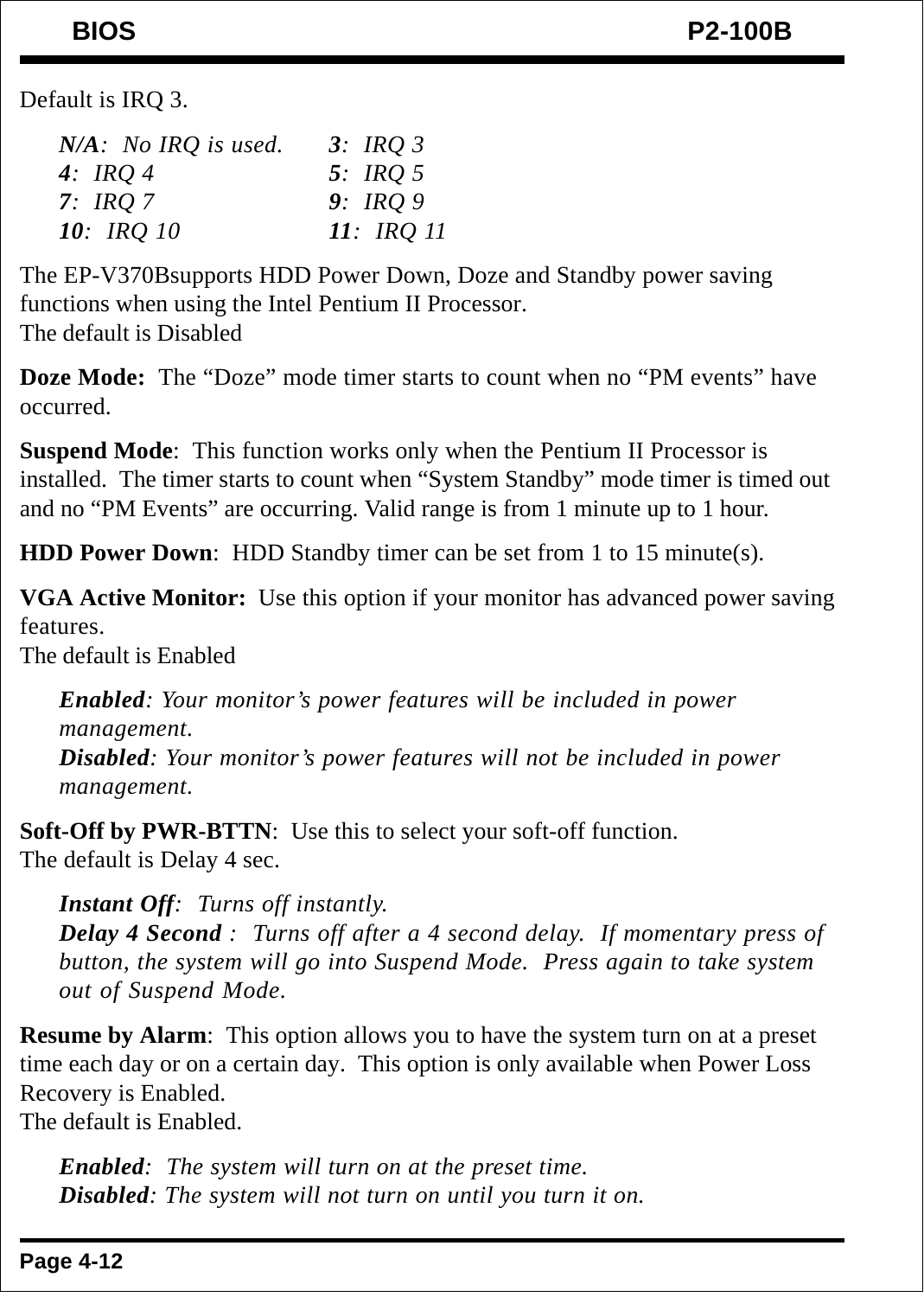Default is IRQ 3.

| | |
|---|---|
| ***N/A***: *No IRQ is used.* | ***3***: *IRQ 3* |
| ***4***: *IRQ 4* | ***5***: *IRQ 5* |
| ***7***: *IRQ 7* | ***9***: *IRQ 9* |
| ***10***: *IRQ 10* | ***11***: *IRQ 11* |

The EP-V370Bsupports HDD Power Down, Doze and Standby power saving functions when using the Intel Pentium II Processor.
The default is Disabled

**Doze Mode:** The "Doze" mode timer starts to count when no "PM events" have occurred.

**Suspend Mode**: This function works only when the Pentium II Processor is installed. The timer starts to count when "System Standby" mode timer is timed out and no "PM Events" are occurring. Valid range is from 1 minute up to 1 hour.

**HDD Power Down**: HDD Standby timer can be set from 1 to 15 minute(s).

**VGA Active Monitor:** Use this option if your monitor has advanced power saving features.
The default is Enabled

> ***Enabled****: Your monitor's power features will be included in power management.*
> ***Disabled****: Your monitor's power features will not be included in power management.*

**Soft-Off by PWR-BTTN**: Use this to select your soft-off function.
The default is Delay 4 sec.

> ***Instant Off****: Turns off instantly.*
> ***Delay 4 Second*** *: Turns off after a 4 second delay. If momentary press of button, the system will go into Suspend Mode. Press again to take system out of Suspend Mode.*

**Resume by Alarm**: This option allows you to have the system turn on at a preset time each day or on a certain day. This option is only available when Power Loss Recovery is Enabled.
The default is Enabled.

> ***Enabled****: The system will turn on at the preset time.*
> ***Disabled****: The system will not turn on until you turn it on.*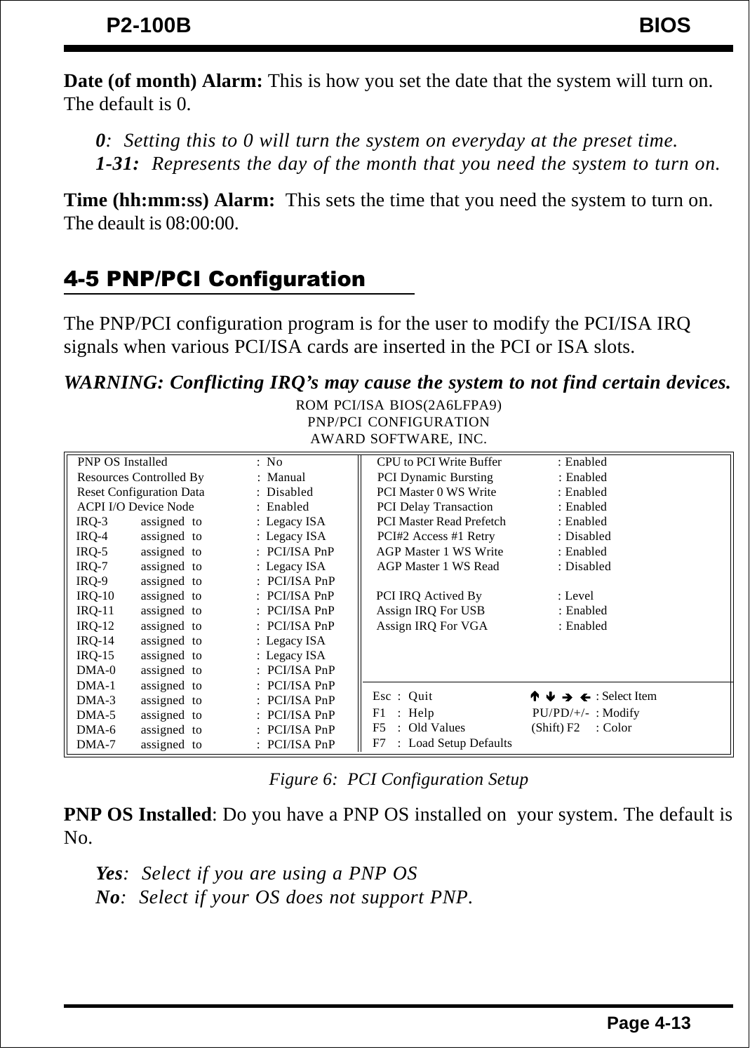**Date (of month) Alarm:** This is how you set the date that the system will turn on. The default is 0.

> ***0****: Setting this to 0 will turn the system on everyday at the preset time.*
> ***1-31:*** *Represents the day of the month that you need the system to turn on.*

**Time (hh:mm:ss) Alarm:** This sets the time that you need the system to turn on. The deault is 08:00:00.

## 4-5 PNP/PCI Configuration

The PNP/PCI configuration program is for the user to modify the PCI/ISA IRQ signals when various PCI/ISA cards are inserted in the PCI or ISA slots.

***WARNING: Conflicting IRQ's may cause the system to not find certain devices.***

```
                              ROM PCI/ISA BIOS(2A6LFPA9)
                                PNP/PCI CONFIGURATION
                                AWARD SOFTWARE, INC.

PNP OS Installed            : No            CPU to PCI Write Buffer     : Enabled
Resources Controlled By     : Manual        PCI Dynamic Bursting        : Enabled
Reset Configuration Data    : Disabled      PCI Master 0 WS Write       : Enabled
ACPI I/O Device Node        : Enabled       PCI Delay Transaction       : Enabled
IRQ-3    assigned to        : Legacy ISA    PCI Master Read Prefetch    : Enabled
IRQ-4    assigned to        : Legacy ISA    PCI#2 Access #1 Retry       : Disabled
IRQ-5    assigned to        : PCI/ISA PnP   AGP Master 1 WS Write       : Enabled
IRQ-7    assigned to        : Legacy ISA    AGP Master 1 WS Read        : Disabled
IRQ-9    assigned to        : PCI/ISA PnP
IRQ-10   assigned to        : PCI/ISA PnP   PCI IRQ Actived By          : Level
IRQ-11   assigned to        : PCI/ISA PnP   Assign IRQ For USB          : Enabled
IRQ-12   assigned to        : PCI/ISA PnP   Assign IRQ For VGA          : Enabled
IRQ-14   assigned to        : Legacy ISA
IRQ-15   assigned to        : Legacy ISA
DMA-0    assigned to        : PCI/ISA PnP
DMA-1    assigned to        : PCI/ISA PnP   Esc : Quit               ↑ ↓ → ← : Select Item
DMA-3    assigned to        : PCI/ISA PnP   F1  : Help               PU/PD/+/- : Modify
DMA-5    assigned to        : PCI/ISA PnP   F5  : Old Values         (Shift) F2 : Color
DMA-6    assigned to        : PCI/ISA PnP   F7  : Load Setup Defaults
DMA-7    assigned to        : PCI/ISA PnP
```

*Figure 6: PCI Configuration Setup*

**PNP OS Installed**: Do you have a PNP OS installed on your system. The default is No.

> ***Yes****: Select if you are using a PNP OS*
> ***No****: Select if your OS does not support PNP.*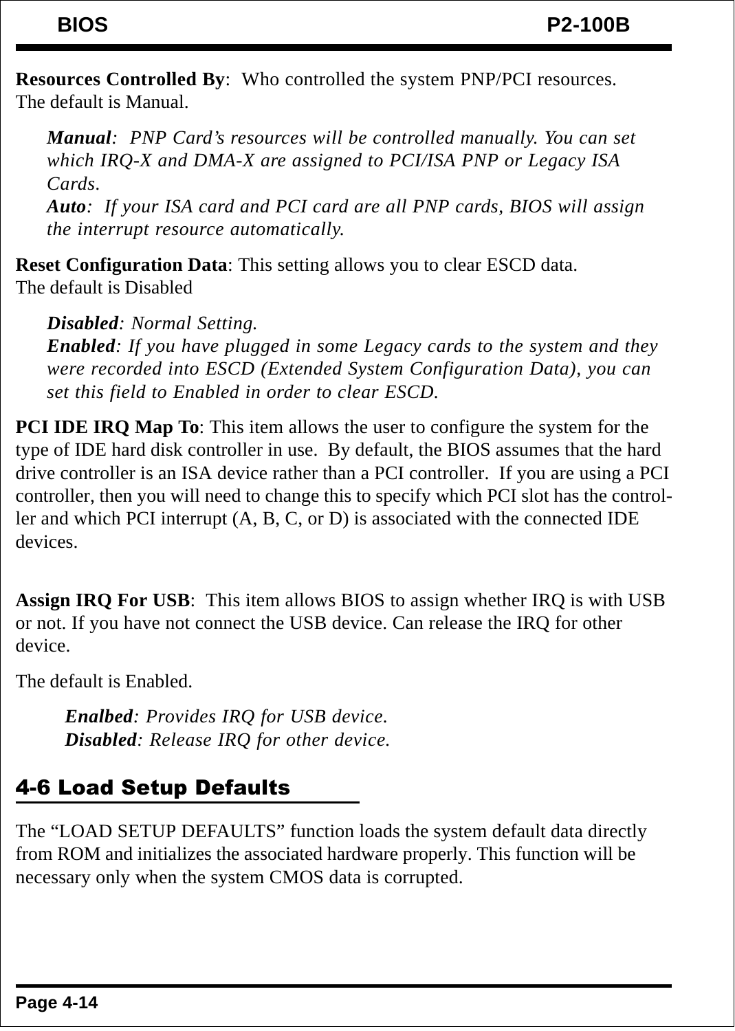**Resources Controlled By**: Who controlled the system PNP/PCI resources.
The default is Manual.

> ***Manual***: *PNP Card's resources will be controlled manually. You can set which IRQ-X and DMA-X are assigned to PCI/ISA PNP or Legacy ISA Cards.*
> ***Auto***: *If your ISA card and PCI card are all PNP cards, BIOS will assign the interrupt resource automatically.*

**Reset Configuration Data**: This setting allows you to clear ESCD data.
The default is Disabled

> ***Disabled***: *Normal Setting.*
> ***Enabled***: *If you have plugged in some Legacy cards to the system and they were recorded into ESCD (Extended System Configuration Data), you can set this field to Enabled in order to clear ESCD.*

**PCI IDE IRQ Map To**: This item allows the user to configure the system for the type of IDE hard disk controller in use. By default, the BIOS assumes that the hard drive controller is an ISA device rather than a PCI controller. If you are using a PCI controller, then you will need to change this to specify which PCI slot has the controller and which PCI interrupt (A, B, C, or D) is associated with the connected IDE devices.

**Assign IRQ For USB**: This item allows BIOS to assign whether IRQ is with USB or not. If you have not connect the USB device. Can release the IRQ for other device.

The default is Enabled.

> ***Enalbed***: *Provides IRQ for USB device.*
> ***Disabled***: *Release IRQ for other device.*

## 4-6 Load Setup Defaults

The "LOAD SETUP DEFAULTS" function loads the system default data directly from ROM and initializes the associated hardware properly. This function will be necessary only when the system CMOS data is corrupted.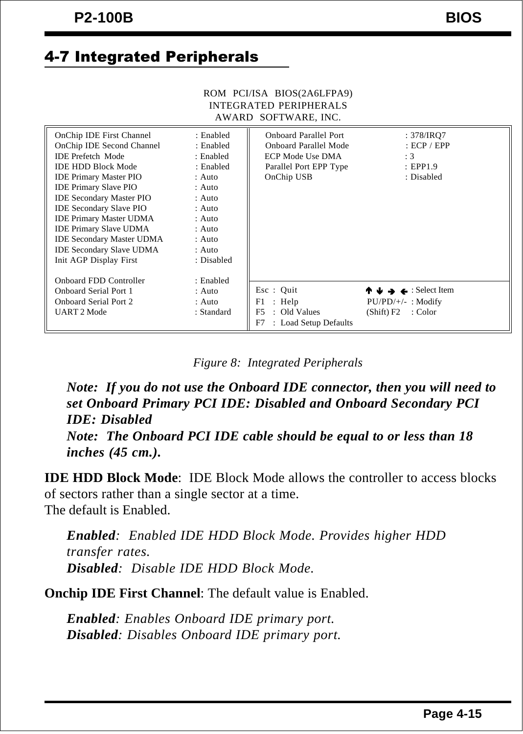## 4-7 Integrated Peripherals

```
                    ROM  PCI/ISA  BIOS(2A6LFPA9)
                    INTEGRATED PERIPHERALS
                    AWARD  SOFTWARE, INC.

OnChip IDE First Channel      : Enabled    Onboard Parallel Port      : 378/IRQ7
OnChip IDE Second Channel     : Enabled    Onboard Parallel Mode      : ECP / EPP
IDE Prefetch  Mode            : Enabled    ECP Mode Use DMA           : 3
IDE HDD Block Mode            : Enabled    Parallel Port EPP Type     : EPP1.9
IDE Primary Master PIO        : Auto       OnChip USB                 : Disabled
IDE Primary Slave PIO         : Auto
IDE Secondary Master PIO      : Auto
IDE Secondary Slave PIO       : Auto
IDE Primary Master UDMA       : Auto
IDE Primary Slave UDMA        : Auto
IDE Secondary Master UDMA     : Auto
IDE Secondary Slave UDMA      : Auto
Init AGP Display First        : Disabled

Onboard FDD Controller        : Enabled    Esc  :  Quit              ↑ ↓ → ← : Select Item
Onboard Serial Port 1         : Auto       F1   :  Help              PU/PD/+/-  : Modify
Onboard Serial Port 2         : Auto       F5   :  Old Values        (Shift) F2  : Color
UART 2 Mode                   : Standard   F7   :  Load Setup Defaults
```

*Figure 8:  Integrated Peripherals*

***Note:  If you do not use the Onboard IDE connector, then you will need to set Onboard Primary PCI IDE: Disabled and Onboard Secondary PCI IDE: Disabled***

***Note:  The Onboard PCI IDE cable should be equal to or less than 18 inches (45 cm.).***

**IDE HDD Block Mode**:  IDE Block Mode allows the controller to access blocks of sectors rather than a single sector at a time.
The default is Enabled.

***Enabled***:  *Enabled IDE HDD Block Mode. Provides higher HDD transfer rates.*
***Disabled***:  *Disable IDE HDD Block Mode.*

**Onchip IDE First Channel**: The default value is Enabled.

***Enabled***: *Enables Onboard IDE primary port.*
***Disabled***: *Disables Onboard IDE primary port.*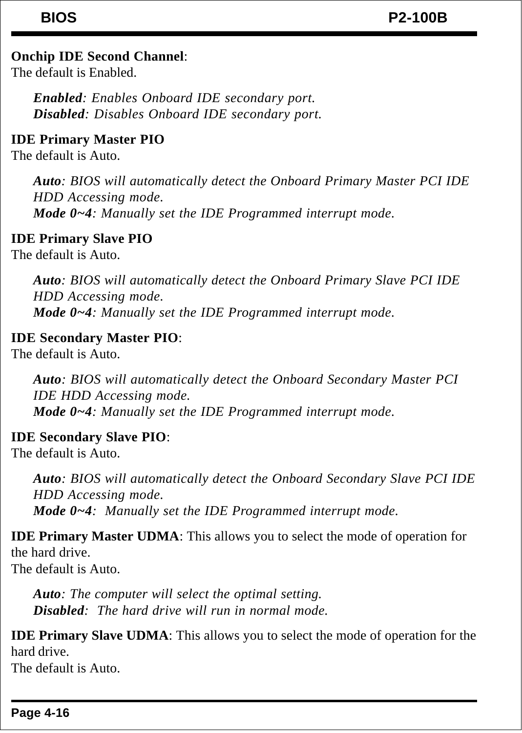**Onchip IDE Second Channel**:
The default is Enabled.

> ***Enabled***: *Enables Onboard IDE secondary port.*
> ***Disabled***: *Disables Onboard IDE secondary port.*

**IDE Primary Master PIO**
The default is Auto.

> ***Auto***: *BIOS will automatically detect the Onboard Primary Master PCI IDE HDD Accessing mode.*
> ***Mode 0~4***: *Manually set the IDE Programmed interrupt mode.*

**IDE Primary Slave PIO**
The default is Auto.

> ***Auto***: *BIOS will automatically detect the Onboard Primary Slave PCI IDE HDD Accessing mode.*
> ***Mode 0~4***: *Manually set the IDE Programmed interrupt mode.*

**IDE Secondary Master PIO**:
The default is Auto.

> ***Auto***: *BIOS will automatically detect the Onboard Secondary Master PCI IDE HDD Accessing mode.*
> ***Mode 0~4***: *Manually set the IDE Programmed interrupt mode.*

**IDE Secondary Slave PIO**:
The default is Auto.

> ***Auto***: *BIOS will automatically detect the Onboard Secondary Slave PCI IDE HDD Accessing mode.*
> ***Mode 0~4***: *Manually set the IDE Programmed interrupt mode.*

**IDE Primary Master UDMA**: This allows you to select the mode of operation for the hard drive.
The default is Auto.

> ***Auto***: *The computer will select the optimal setting.*
> ***Disabled***: *The hard drive will run in normal mode.*

**IDE Primary Slave UDMA**: This allows you to select the mode of operation for the hard drive.
The default is Auto.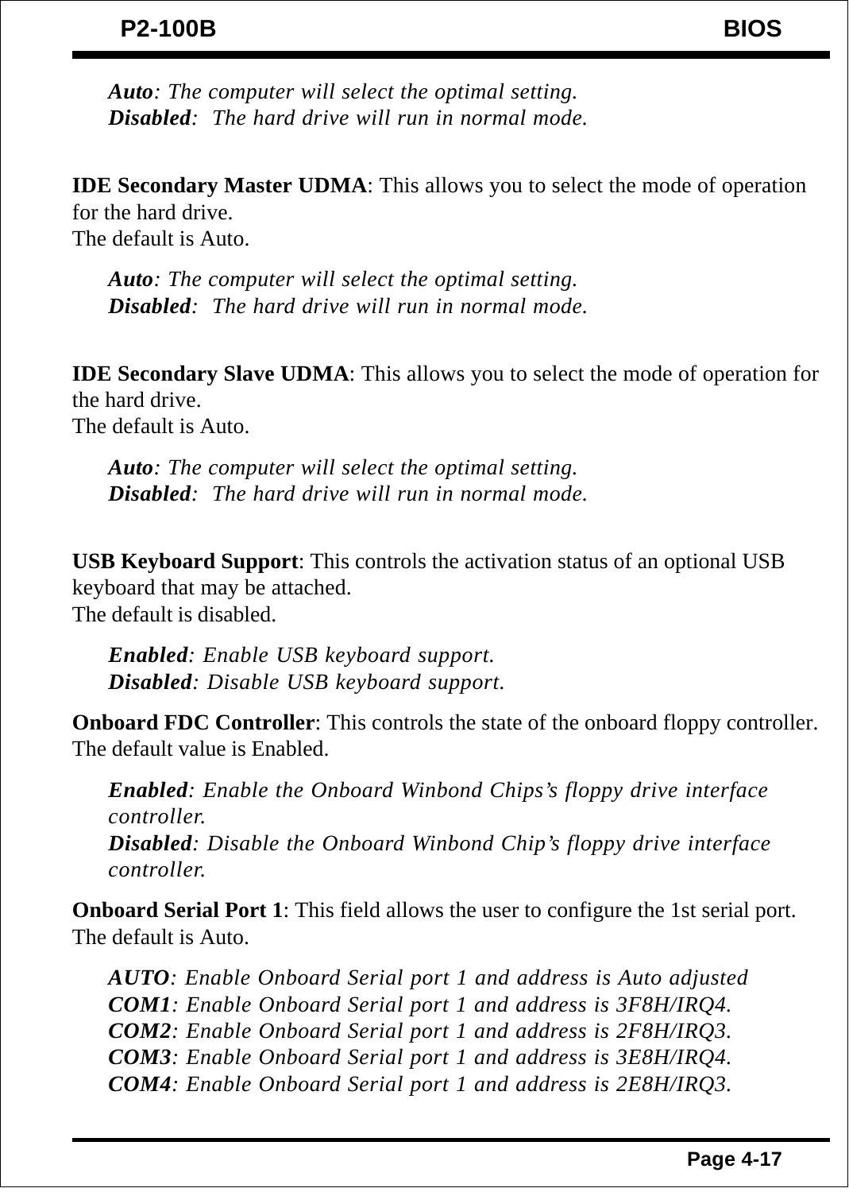*Auto*: *The computer will select the optimal setting.*
*Disabled*: *The hard drive will run in normal mode.*

**IDE Secondary Master UDMA**: This allows you to select the mode of operation for the hard drive.
The default is Auto.

*Auto*: *The computer will select the optimal setting.*
*Disabled*: *The hard drive will run in normal mode.*

**IDE Secondary Slave UDMA**: This allows you to select the mode of operation for the hard drive.
The default is Auto.

*Auto*: *The computer will select the optimal setting.*
*Disabled*: *The hard drive will run in normal mode.*

**USB Keyboard Support**: This controls the activation status of an optional USB keyboard that may be attached.
The default is disabled.

*Enabled*: *Enable USB keyboard support.*
*Disabled*: *Disable USB keyboard support.*

**Onboard FDC Controller**: This controls the state of the onboard floppy controller. The default value is Enabled.

*Enabled*: *Enable the Onboard Winbond Chips's floppy drive interface controller.*
*Disabled*: *Disable the Onboard Winbond Chip's floppy drive interface controller.*

**Onboard Serial Port 1**: This field allows the user to configure the 1st serial port. The default is Auto.

*AUTO*: *Enable Onboard Serial port 1 and address is Auto adjusted*
*COM1*: *Enable Onboard Serial port 1 and address is 3F8H/IRQ4.*
*COM2*: *Enable Onboard Serial port 1 and address is 2F8H/IRQ3.*
*COM3*: *Enable Onboard Serial port 1 and address is 3E8H/IRQ4.*
*COM4*: *Enable Onboard Serial port 1 and address is 2E8H/IRQ3.*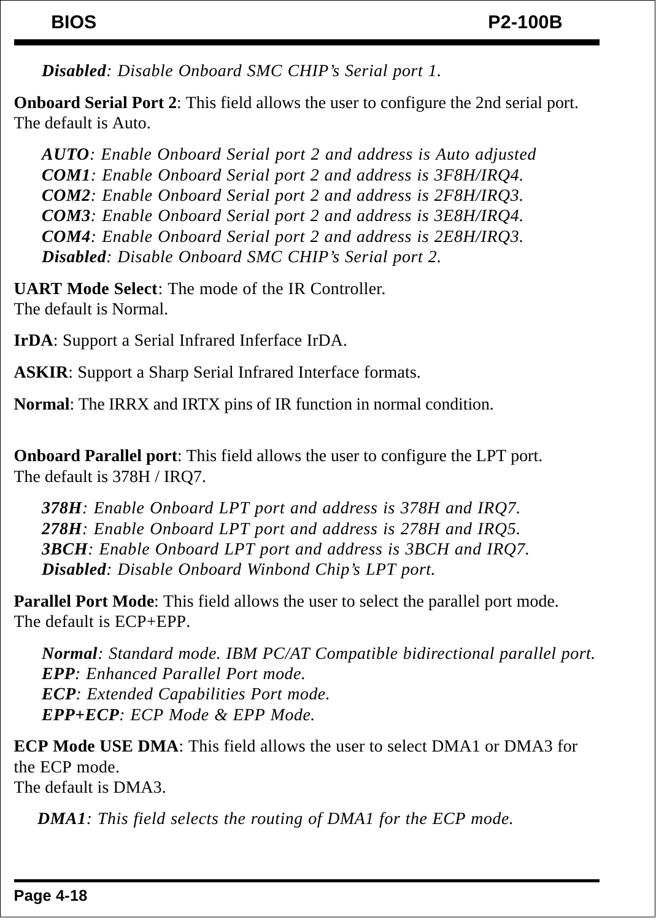*__Disabled__: Disable Onboard SMC CHIP's Serial port 1.*

**Onboard Serial Port 2**: This field allows the user to configure the 2nd serial port. The default is Auto.

*__AUTO__: Enable Onboard Serial port 2 and address is Auto adjusted*
*__COM1__: Enable Onboard Serial port 2 and address is 3F8H/IRQ4.*
*__COM2__: Enable Onboard Serial port 2 and address is 2F8H/IRQ3.*
*__COM3__: Enable Onboard Serial port 2 and address is 3E8H/IRQ4.*
*__COM4__: Enable Onboard Serial port 2 and address is 2E8H/IRQ3.*
*__Disabled__: Disable Onboard SMC CHIP's Serial port 2.*

**UART Mode Select**: The mode of the IR Controller.
The default is Normal.

**IrDA**: Support a Serial Infrared Inferface IrDA.

**ASKIR**: Support a Sharp Serial Infrared Interface formats.

**Normal**: The IRRX and IRTX pins of IR function in normal condition.

**Onboard Parallel port**: This field allows the user to configure the LPT port.
The default is 378H / IRQ7.

*__378H__: Enable Onboard LPT port and address is 378H and IRQ7.*
*__278H__: Enable Onboard LPT port and address is 278H and IRQ5.*
*__3BCH__: Enable Onboard LPT port and address is 3BCH and IRQ7.*
*__Disabled__: Disable Onboard Winbond Chip's LPT port.*

**Parallel Port Mode**: This field allows the user to select the parallel port mode.
The default is ECP+EPP.

*__Normal__: Standard mode. IBM PC/AT Compatible bidirectional parallel port.*
*__EPP__: Enhanced Parallel Port mode.*
*__ECP__: Extended Capabilities Port mode.*
*__EPP+ECP__: ECP Mode & EPP Mode.*

**ECP Mode USE DMA**: This field allows the user to select DMA1 or DMA3 for the ECP mode.
The default is DMA3.

*__DMA1__: This field selects the routing of DMA1 for the ECP mode.*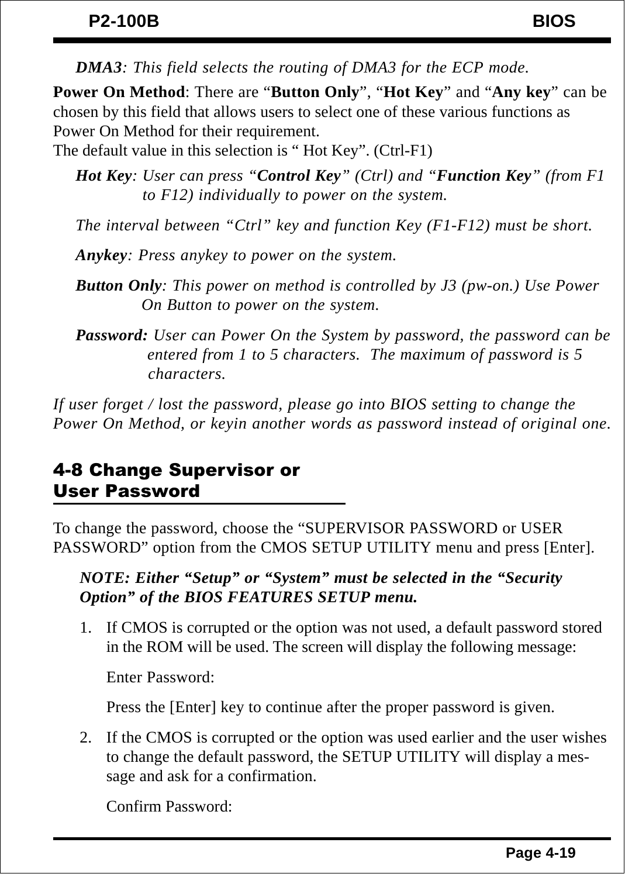*DMA3: This field selects the routing of DMA3 for the ECP mode.*

**Power On Method**: There are "**Button Only**", "**Hot Key**" and "**Any key**" can be chosen by this field that allows users to select one of these various functions as Power On Method for their requirement.
The default value in this selection is " Hot Key". (Ctrl-F1)

*Hot Key: User can press "**Control Key**" (Ctrl) and "**Function Key**" (from F1 to F12) individually to power on the system.*

*The interval between "Ctrl" key and function Key (F1-F12) must be short.*

*Anykey: Press anykey to power on the system.*

*Button Only: This power on method is controlled by J3 (pw-on.) Use Power On Button to power on the system.*

***Password:** User can Power On the System by password, the password can be entered from 1 to 5 characters. The maximum of password is 5 characters.*

*If user forget / lost the password, please go into BIOS setting to change the Power On Method, or keyin another words as password instead of original one.*

## 4-8 Change Supervisor or User Password

To change the password, choose the "SUPERVISOR PASSWORD or USER PASSWORD" option from the CMOS SETUP UTILITY menu and press [Enter].

***NOTE: Either "Setup" or "System" must be selected in the "Security Option" of the BIOS FEATURES SETUP menu.***

1. If CMOS is corrupted or the option was not used, a default password stored in the ROM will be used. The screen will display the following message:

   Enter Password:

   Press the [Enter] key to continue after the proper password is given.

2. If the CMOS is corrupted or the option was used earlier and the user wishes to change the default password, the SETUP UTILITY will display a message and ask for a confirmation.

   Confirm Password: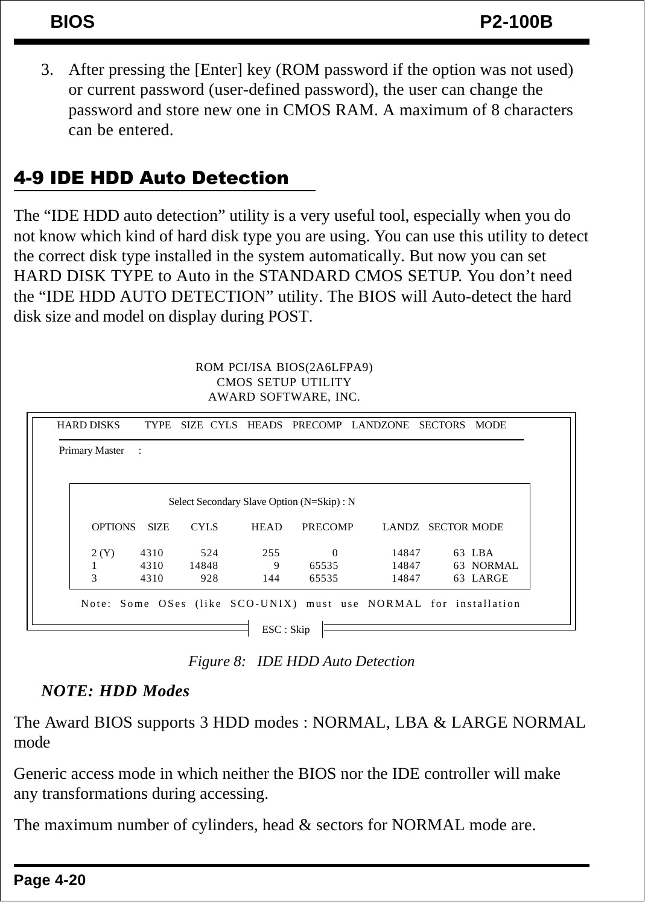3. After pressing the [Enter] key (ROM password if the option was not used) or current password (user-defined password), the user can change the password and store new one in CMOS RAM. A maximum of 8 characters can be entered.

## 4-9 IDE HDD Auto Detection

The "IDE HDD auto detection" utility is a very useful tool, especially when you do not know which kind of hard disk type you are using. You can use this utility to detect the correct disk type installed in the system automatically. But now you can set HARD DISK TYPE to Auto in the STANDARD CMOS SETUP. You don't need the "IDE HDD AUTO DETECTION" utility. The BIOS will Auto-detect the hard disk size and model on display during POST.

```
                    ROM PCI/ISA BIOS(2A6LFPA9)
                       CMOS SETUP UTILITY
                      AWARD SOFTWARE, INC.

HARD DISKS     TYPE   SIZE  CYLS  HEADS  PRECOMP  LANDZONE  SECTORS  MODE
Primary Master   :

             Select Secondary Slave Option (N=Skip) : N

   OPTIONS  SIZE   CYLS   HEAD   PRECOMP   LANDZ  SECTOR MODE

   2 (Y)    4310    524    255        0    14847     63  LBA
   1        4310  14848      9    65535    14847     63  NORMAL
   3        4310    928    144    65535    14847     63  LARGE

   Note: Some OSes (like SCO-UNIX) must use NORMAL for installation

                          ESC : Skip
```

*Figure 8: IDE HDD Auto Detection*

***NOTE: HDD Modes***

The Award BIOS supports 3 HDD modes : NORMAL, LBA & LARGE NORMAL mode

Generic access mode in which neither the BIOS nor the IDE controller will make any transformations during accessing.

The maximum number of cylinders, head & sectors for NORMAL mode are.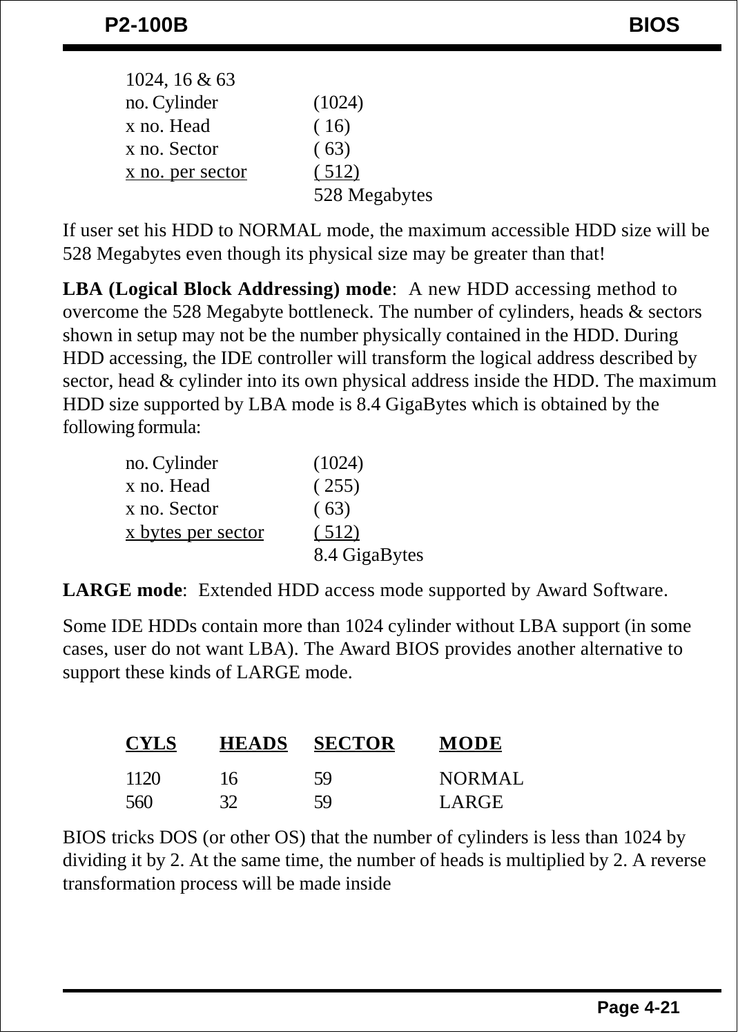1024, 16 & 63

| | |
|---|---|
| no. Cylinder | (1024) |
| x no. Head | ( 16) |
| x no. Sector | ( 63) |
| x no. per sector | ( 512) |
| | 528 Megabytes |

If user set his HDD to NORMAL mode, the maximum accessible HDD size will be 528 Megabytes even though its physical size may be greater than that!

**LBA (Logical Block Addressing) mode**: A new HDD accessing method to overcome the 528 Megabyte bottleneck. The number of cylinders, heads & sectors shown in setup may not be the number physically contained in the HDD. During HDD accessing, the IDE controller will transform the logical address described by sector, head & cylinder into its own physical address inside the HDD. The maximum HDD size supported by LBA mode is 8.4 GigaBytes which is obtained by the following formula:

| | |
|---|---|
| no. Cylinder | (1024) |
| x no. Head | ( 255) |
| x no. Sector | ( 63) |
| x bytes per sector | ( 512) |
| | 8.4 GigaBytes |

**LARGE mode**: Extended HDD access mode supported by Award Software.

Some IDE HDDs contain more than 1024 cylinder without LBA support (in some cases, user do not want LBA). The Award BIOS provides another alternative to support these kinds of LARGE mode.

| CYLS | HEADS | SECTOR | MODE |
|---|---|---|---|
| 1120 | 16 | 59 | NORMAL |
| 560 | 32 | 59 | LARGE |

BIOS tricks DOS (or other OS) that the number of cylinders is less than 1024 by dividing it by 2. At the same time, the number of heads is multiplied by 2. A reverse transformation process will be made inside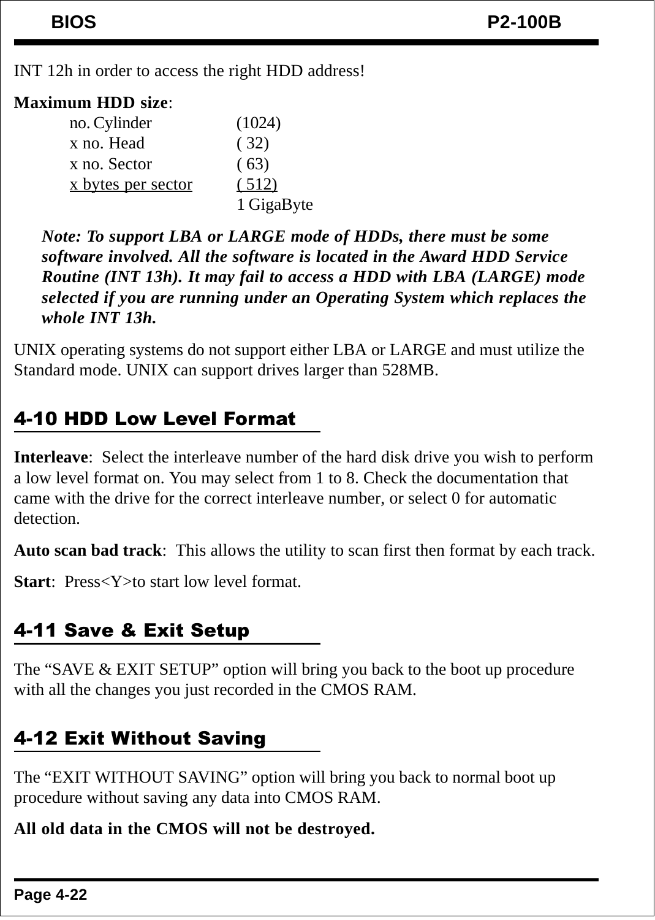INT 12h in order to access the right HDD address!

**Maximum HDD size**:

| | |
|---|---|
| no. Cylinder | (1024) |
| x no. Head | ( 32) |
| x no. Sector | ( 63) |
| x bytes per sector | ( 512) |
| | 1 GigaByte |

***Note: To support LBA or LARGE mode of HDDs, there must be some software involved. All the software is located in the Award HDD Service Routine (INT 13h). It may fail to access a HDD with LBA (LARGE) mode selected if you are running under an Operating System which replaces the whole INT 13h.***

UNIX operating systems do not support either LBA or LARGE and must utilize the Standard mode. UNIX can support drives larger than 528MB.

## 4-10 HDD Low Level Format

**Interleave**: Select the interleave number of the hard disk drive you wish to perform a low level format on. You may select from 1 to 8. Check the documentation that came with the drive for the correct interleave number, or select 0 for automatic detection.

**Auto scan bad track**: This allows the utility to scan first then format by each track.

**Start**: Press<Y>to start low level format.

## 4-11 Save & Exit Setup

The “SAVE & EXIT SETUP” option will bring you back to the boot up procedure with all the changes you just recorded in the CMOS RAM.

## 4-12 Exit Without Saving

The “EXIT WITHOUT SAVING” option will bring you back to normal boot up procedure without saving any data into CMOS RAM.

**All old data in the CMOS will not be destroyed.**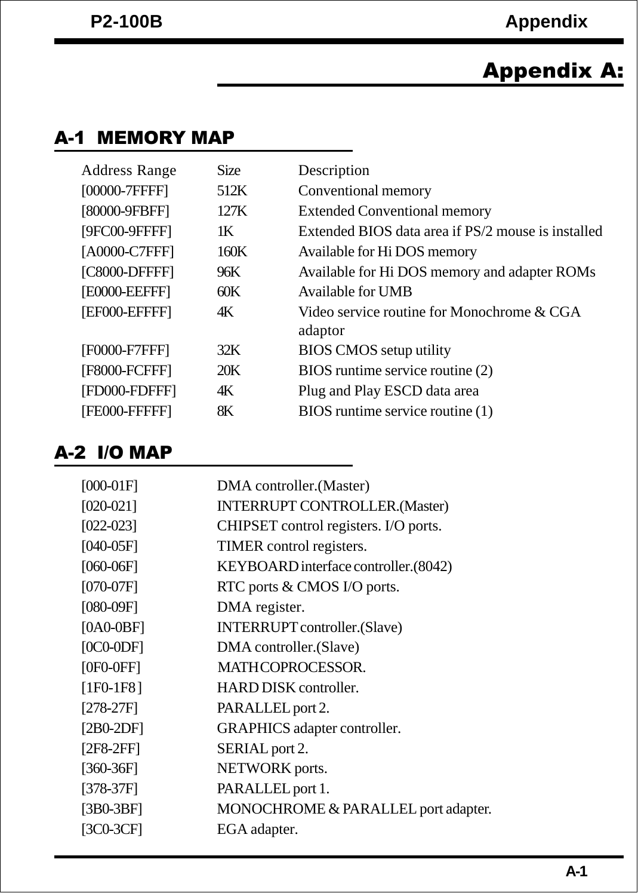# Appendix A:

## A-1 MEMORY MAP

| Address Range | Size | Description |
|---|---|---|
| [00000-7FFFF] | 512K | Conventional memory |
| [80000-9FBFF] | 127K | Extended Conventional memory |
| [9FC00-9FFFF] | 1K | Extended BIOS data area if PS/2 mouse is installed |
| [A0000-C7FFF] | 160K | Available for Hi DOS memory |
| [C8000-DFFFF] | 96K | Available for Hi DOS memory and adapter ROMs |
| [E0000-EEFFF] | 60K | Available for UMB |
| [EF000-EFFFF] | 4K | Video service routine for Monochrome & CGA adaptor |
| [F0000-F7FFF] | 32K | BIOS CMOS setup utility |
| [F8000-FCFFF] | 20K | BIOS runtime service routine (2) |
| [FD000-FDFFF] | 4K | Plug and Play ESCD data area |
| [FE000-FFFFF] | 8K | BIOS runtime service routine (1) |

## A-2 I/O MAP

| Address | Description |
|---|---|
| [000-01F] | DMA controller.(Master) |
| [020-021] | INTERRUPT CONTROLLER.(Master) |
| [022-023] | CHIPSET control registers. I/O ports. |
| [040-05F] | TIMER control registers. |
| [060-06F] | KEYBOARD interface controller.(8042) |
| [070-07F] | RTC ports & CMOS I/O ports. |
| [080-09F] | DMA register. |
| [0A0-0BF] | INTERRUPT controller.(Slave) |
| [0C0-0DF] | DMA controller.(Slave) |
| [0F0-0FF] | MATH COPROCESSOR. |
| [1F0-1F8] | HARD DISK controller. |
| [278-27F] | PARALLEL port 2. |
| [2B0-2DF] | GRAPHICS adapter controller. |
| [2F8-2FF] | SERIAL port 2. |
| [360-36F] | NETWORK ports. |
| [378-37F] | PARALLEL port 1. |
| [3B0-3BF] | MONOCHROME & PARALLEL port adapter. |
| [3C0-3CF] | EGA adapter. |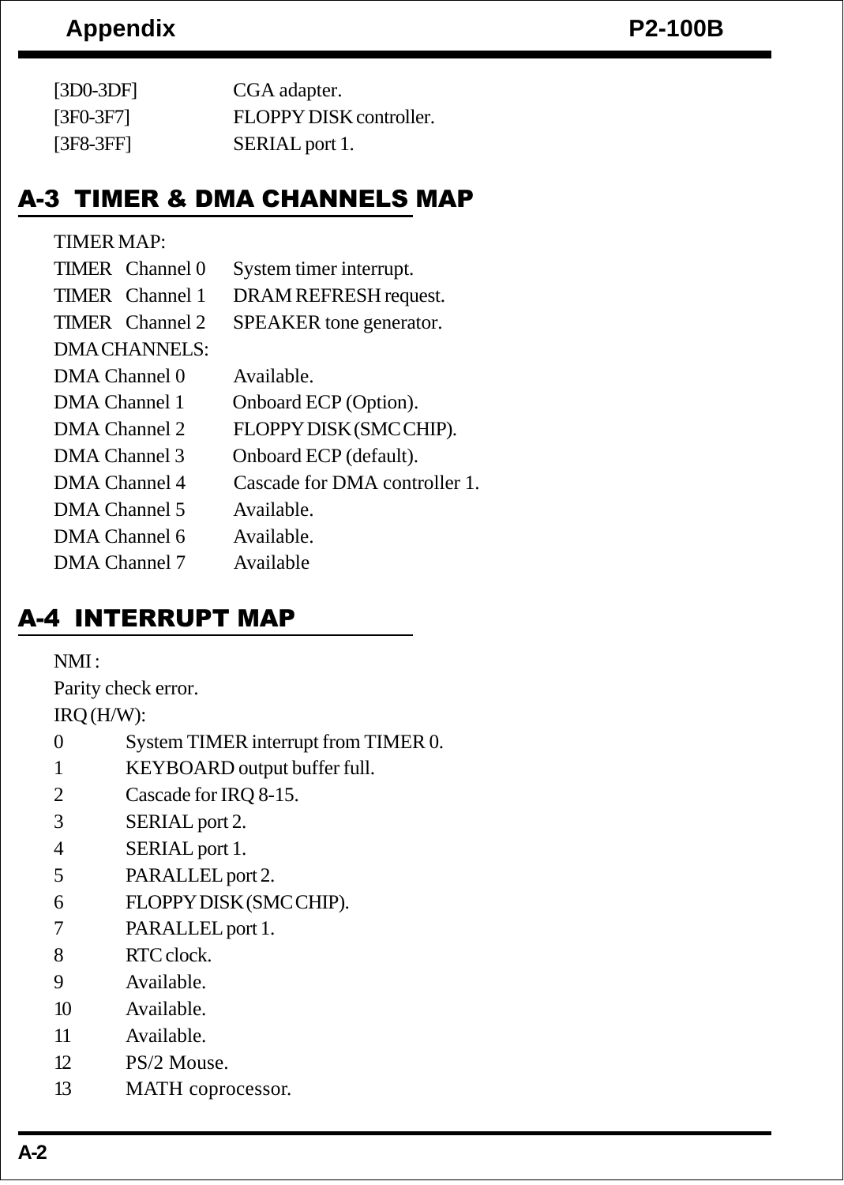[3D0-3DF] CGA adapter.
[3F0-3F7] FLOPPY DISK controller.
[3F8-3FF] SERIAL port 1.

## A-3 TIMER & DMA CHANNELS MAP

TIMER MAP:

TIMER Channel 0 System timer interrupt.
TIMER Channel 1 DRAM REFRESH request.
TIMER Channel 2 SPEAKER tone generator.

DMA CHANNELS:

DMA Channel 0 Available.
DMA Channel 1 Onboard ECP (Option).
DMA Channel 2 FLOPPY DISK (SMC CHIP).
DMA Channel 3 Onboard ECP (default).
DMA Channel 4 Cascade for DMA controller 1.
DMA Channel 5 Available.
DMA Channel 6 Available.
DMA Channel 7 Available

## A-4 INTERRUPT MAP

NMI :
Parity check error.

IRQ (H/W):

0 System TIMER interrupt from TIMER 0.
1 KEYBOARD output buffer full.
2 Cascade for IRQ 8-15.
3 SERIAL port 2.
4 SERIAL port 1.
5 PARALLEL port 2.
6 FLOPPY DISK (SMC CHIP).
7 PARALLEL port 1.
8 RTC clock.
9 Available.
10 Available.
11 Available.
12 PS/2 Mouse.
13 MATH coprocessor.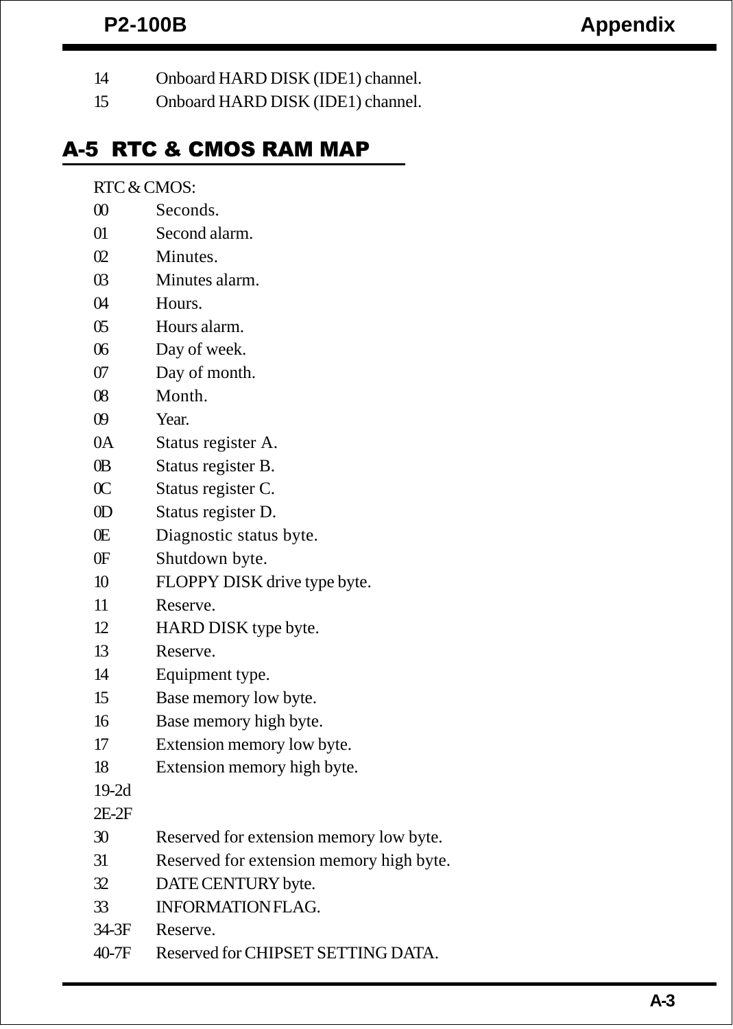14 Onboard HARD DISK (IDE1) channel.
15 Onboard HARD DISK (IDE1) channel.

## A-5 RTC & CMOS RAM MAP

RTC & CMOS:

| | |
|---|---|
| 00 | Seconds. |
| 01 | Second alarm. |
| 02 | Minutes. |
| 03 | Minutes alarm. |
| 04 | Hours. |
| 05 | Hours alarm. |
| 06 | Day of week. |
| 07 | Day of month. |
| 08 | Month. |
| 09 | Year. |
| 0A | Status register A. |
| 0B | Status register B. |
| 0C | Status register C. |
| 0D | Status register D. |
| 0E | Diagnostic status byte. |
| 0F | Shutdown byte. |
| 10 | FLOPPY DISK drive type byte. |
| 11 | Reserve. |
| 12 | HARD DISK type byte. |
| 13 | Reserve. |
| 14 | Equipment type. |
| 15 | Base memory low byte. |
| 16 | Base memory high byte. |
| 17 | Extension memory low byte. |
| 18 | Extension memory high byte. |
| 19-2d | |
| 2E-2F | |
| 30 | Reserved for extension memory low byte. |
| 31 | Reserved for extension memory high byte. |
| 32 | DATE CENTURY byte. |
| 33 | INFORMATION FLAG. |
| 34-3F | Reserve. |
| 40-7F | Reserved for CHIPSET SETTING DATA. |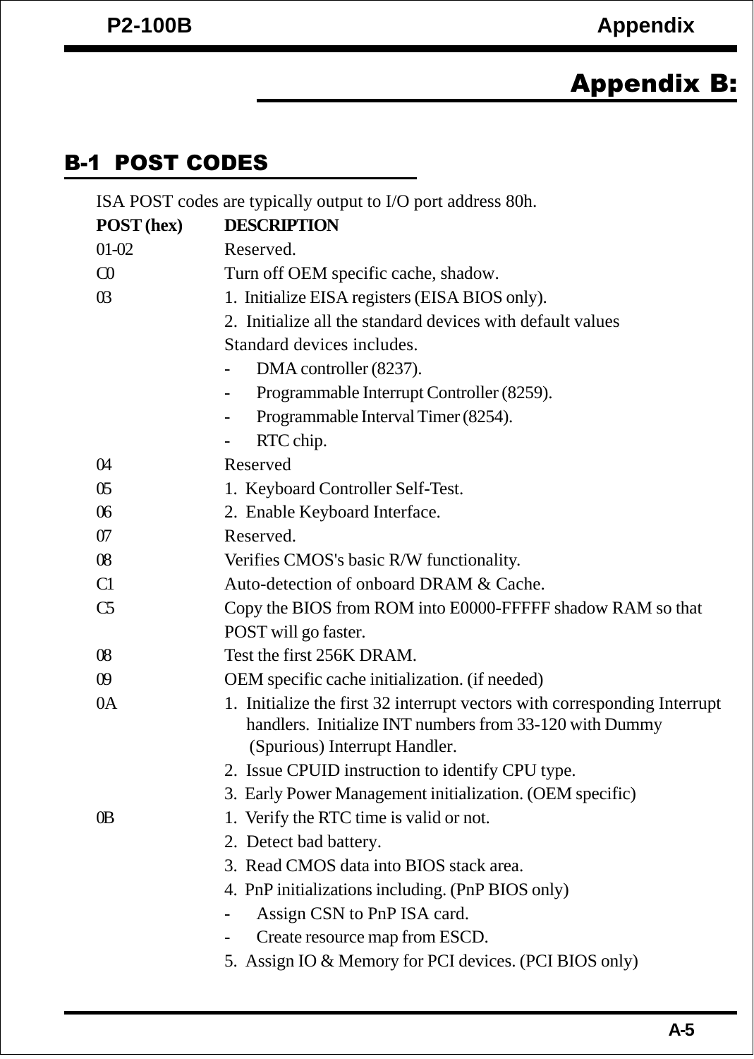# Appendix B:

## B-1 POST CODES

ISA POST codes are typically output to I/O port address 80h.

| POST (hex) | DESCRIPTION |
|---|---|
| 01-02 | Reserved. |
| C0 | Turn off OEM specific cache, shadow. |
| 03 | 1. Initialize EISA registers (EISA BIOS only).<br>2. Initialize all the standard devices with default values<br>Standard devices includes.<br>- DMA controller (8237).<br>- Programmable Interrupt Controller (8259).<br>- Programmable Interval Timer (8254).<br>- RTC chip. |
| 04 | Reserved |
| 05 | 1. Keyboard Controller Self-Test. |
| 06 | 2. Enable Keyboard Interface. |
| 07 | Reserved. |
| 08 | Verifies CMOS's basic R/W functionality. |
| C1 | Auto-detection of onboard DRAM & Cache. |
| C5 | Copy the BIOS from ROM into E0000-FFFFF shadow RAM so that POST will go faster. |
| 08 | Test the first 256K DRAM. |
| 09 | OEM specific cache initialization. (if needed) |
| 0A | 1. Initialize the first 32 interrupt vectors with corresponding Interrupt handlers. Initialize INT numbers from 33-120 with Dummy (Spurious) Interrupt Handler.<br>2. Issue CPUID instruction to identify CPU type.<br>3. Early Power Management initialization. (OEM specific) |
| 0B | 1. Verify the RTC time is valid or not.<br>2. Detect bad battery.<br>3. Read CMOS data into BIOS stack area.<br>4. PnP initializations including. (PnP BIOS only)<br>- Assign CSN to PnP ISA card.<br>- Create resource map from ESCD.<br>5. Assign IO & Memory for PCI devices. (PCI BIOS only) |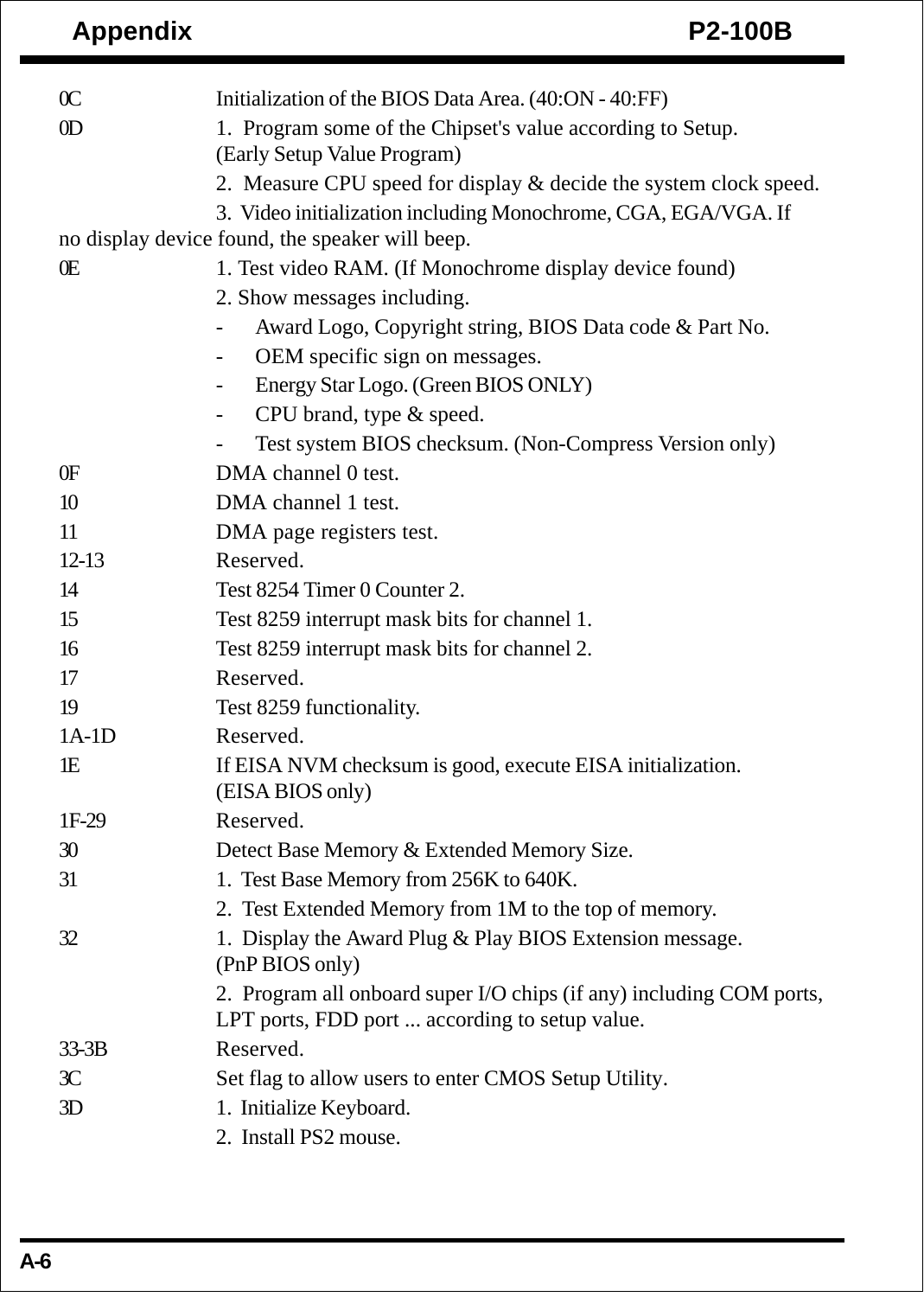| Code | Description |
|---|---|
| 0C | Initialization of the BIOS Data Area. (40:ON - 40:FF) |
| 0D | 1. Program some of the Chipset's value according to Setup. (Early Setup Value Program) |
| | 2. Measure CPU speed for display & decide the system clock speed. |
| | 3. Video initialization including Monochrome, CGA, EGA/VGA. If no display device found, the speaker will beep. |
| 0E | 1. Test video RAM. (If Monochrome display device found) |
| | 2. Show messages including. |
| | - Award Logo, Copyright string, BIOS Data code & Part No. |
| | - OEM specific sign on messages. |
| | - Energy Star Logo. (Green BIOS ONLY) |
| | - CPU brand, type & speed. |
| | - Test system BIOS checksum. (Non-Compress Version only) |
| 0F | DMA channel 0 test. |
| 10 | DMA channel 1 test. |
| 11 | DMA page registers test. |
| 12-13 | Reserved. |
| 14 | Test 8254 Timer 0 Counter 2. |
| 15 | Test 8259 interrupt mask bits for channel 1. |
| 16 | Test 8259 interrupt mask bits for channel 2. |
| 17 | Reserved. |
| 19 | Test 8259 functionality. |
| 1A-1D | Reserved. |
| 1E | If EISA NVM checksum is good, execute EISA initialization. (EISA BIOS only) |
| 1F-29 | Reserved. |
| 30 | Detect Base Memory & Extended Memory Size. |
| 31 | 1. Test Base Memory from 256K to 640K. |
| | 2. Test Extended Memory from 1M to the top of memory. |
| 32 | 1. Display the Award Plug & Play BIOS Extension message. (PnP BIOS only) |
| | 2. Program all onboard super I/O chips (if any) including COM ports, LPT ports, FDD port ... according to setup value. |
| 33-3B | Reserved. |
| 3C | Set flag to allow users to enter CMOS Setup Utility. |
| 3D | 1. Initialize Keyboard. |
| | 2. Install PS2 mouse. |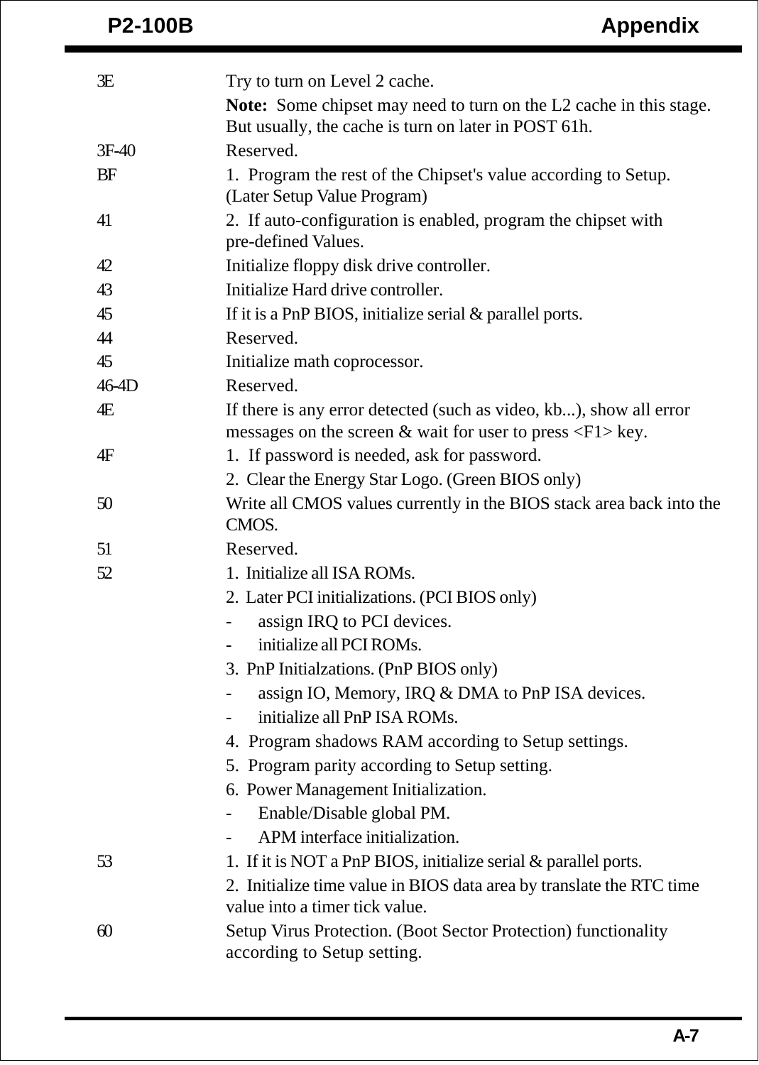| | |
|---|---|
| 3E | Try to turn on Level 2 cache.<br>**Note:** Some chipset may need to turn on the L2 cache in this stage. But usually, the cache is turn on later in POST 61h. |
| 3F-40 | Reserved. |
| BF | 1. Program the rest of the Chipset's value according to Setup. (Later Setup Value Program) |
| 41 | 2. If auto-configuration is enabled, program the chipset with pre-defined Values. |
| 42 | Initialize floppy disk drive controller. |
| 43 | Initialize Hard drive controller. |
| 45 | If it is a PnP BIOS, initialize serial & parallel ports. |
| 44 | Reserved. |
| 45 | Initialize math coprocessor. |
| 46-4D | Reserved. |
| 4E | If there is any error detected (such as video, kb...), show all error messages on the screen & wait for user to press <F1> key. |
| 4F | 1. If password is needed, ask for password.<br>2. Clear the Energy Star Logo. (Green BIOS only) |
| 50 | Write all CMOS values currently in the BIOS stack area back into the CMOS. |
| 51 | Reserved. |
| 52 | 1. Initialize all ISA ROMs.<br>2. Later PCI initializations. (PCI BIOS only)<br>- assign IRQ to PCI devices.<br>- initialize all PCI ROMs.<br>3. PnP Initialzations. (PnP BIOS only)<br>- assign IO, Memory, IRQ & DMA to PnP ISA devices.<br>- initialize all PnP ISA ROMs.<br>4. Program shadows RAM according to Setup settings.<br>5. Program parity according to Setup setting.<br>6. Power Management Initialization.<br>- Enable/Disable global PM.<br>- APM interface initialization. |
| 53 | 1. If it is NOT a PnP BIOS, initialize serial & parallel ports.<br>2. Initialize time value in BIOS data area by translate the RTC time value into a timer tick value. |
| 60 | Setup Virus Protection. (Boot Sector Protection) functionality according to Setup setting. |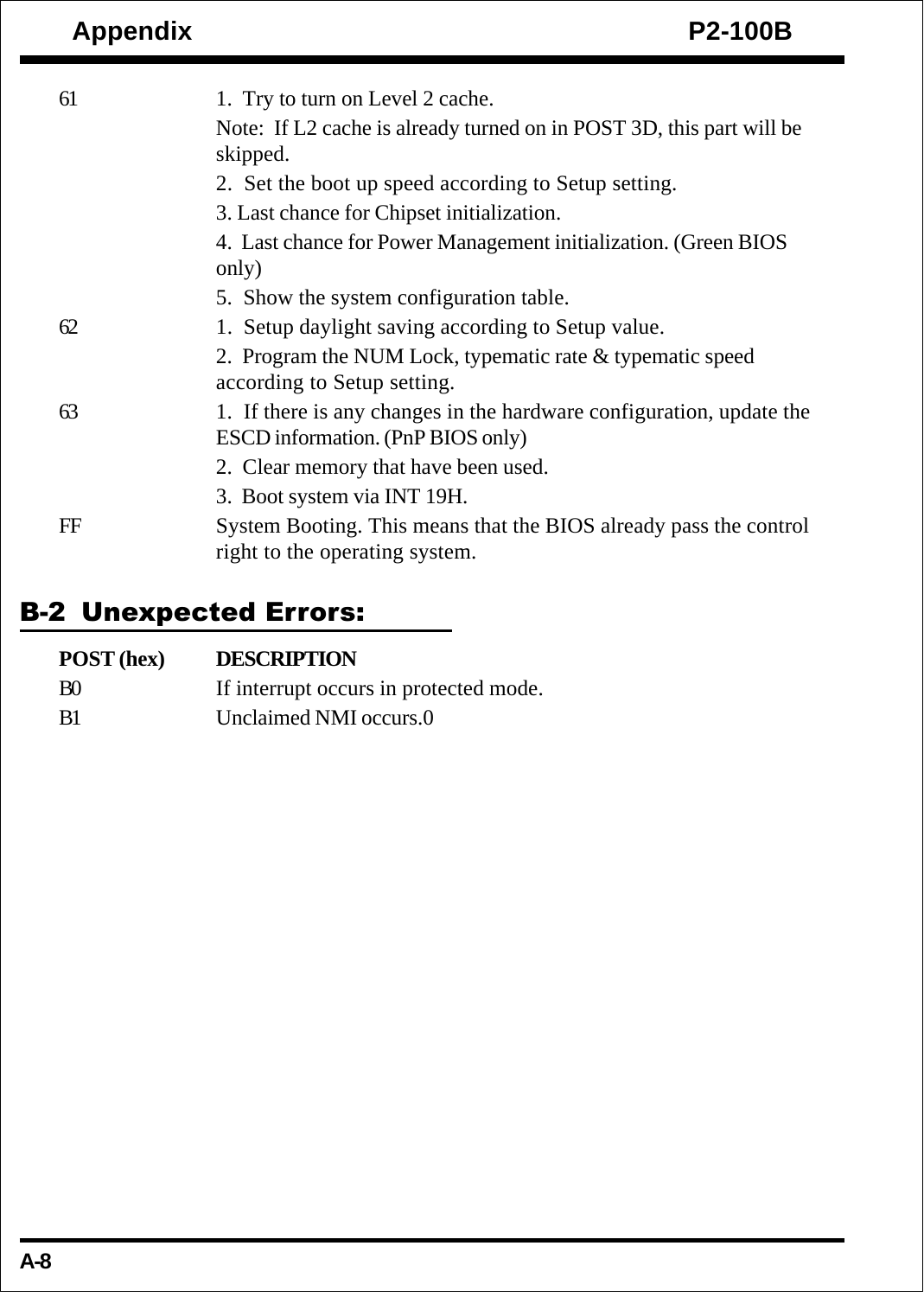| | |
|---|---|
| 61 | 1. Try to turn on Level 2 cache.<br>Note: If L2 cache is already turned on in POST 3D, this part will be skipped.<br>2. Set the boot up speed according to Setup setting.<br>3. Last chance for Chipset initialization.<br>4. Last chance for Power Management initialization. (Green BIOS only)<br>5. Show the system configuration table. |
| 62 | 1. Setup daylight saving according to Setup value.<br>2. Program the NUM Lock, typematic rate & typematic speed according to Setup setting. |
| 63 | 1. If there is any changes in the hardware configuration, update the ESCD information. (PnP BIOS only)<br>2. Clear memory that have been used.<br>3. Boot system via INT 19H. |
| FF | System Booting. This means that the BIOS already pass the control right to the operating system. |

## B-2 Unexpected Errors:

| POST (hex) | DESCRIPTION |
|---|---|
| B0 | If interrupt occurs in protected mode. |
| B1 | Unclaimed NMI occurs.0 |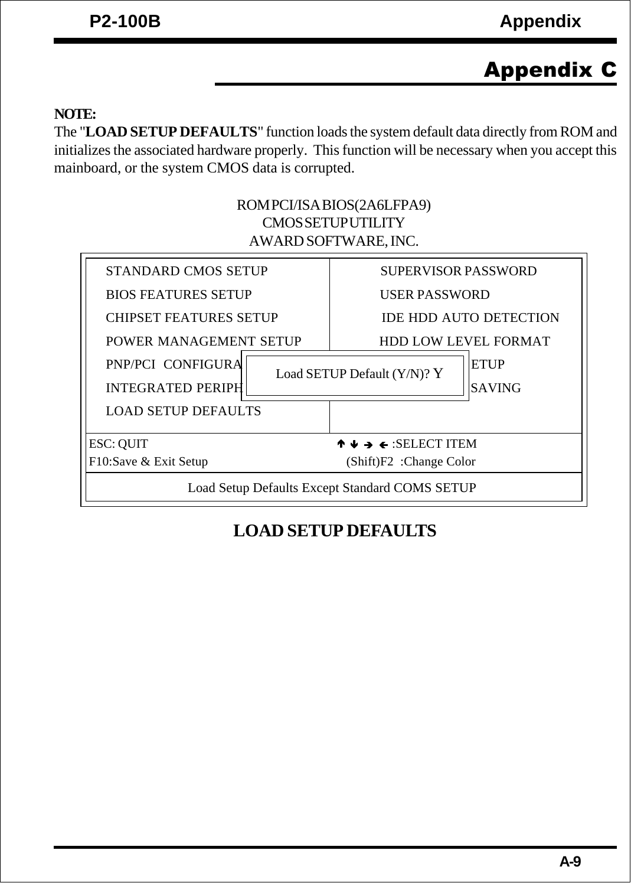# Appendix C

**NOTE:**

The "**LOAD SETUP DEFAULTS**" function loads the system default data directly from ROM and initializes the associated hardware properly. This function will be necessary when you accept this mainboard, or the system CMOS data is corrupted.

ROM PCI/ISA BIOS(2A6LFPA9)
CMOS SETUP UTILITY
AWARD SOFTWARE, INC.

```
STANDARD CMOS SETUP                 SUPERVISOR PASSWORD
BIOS FEATURES SETUP                 USER PASSWORD
CHIPSET FEATURES SETUP              IDE HDD AUTO DETECTION
POWER MANAGEMENT SETUP              HDD LOW LEVEL FORMAT
PNP/PCI  CONFIGURA  | Load SETUP Default (Y/N)? Y |  ETUP
INTEGRATED PERIPH   |                             |  SAVING
LOAD SETUP DEFAULTS

ESC: QUIT                           ↑ ↓ → ← :SELECT ITEM
F10:Save & Exit Setup               (Shift)F2  :Change Color

        Load Setup Defaults Except Standard COMS SETUP
```

**LOAD SETUP DEFAULTS**